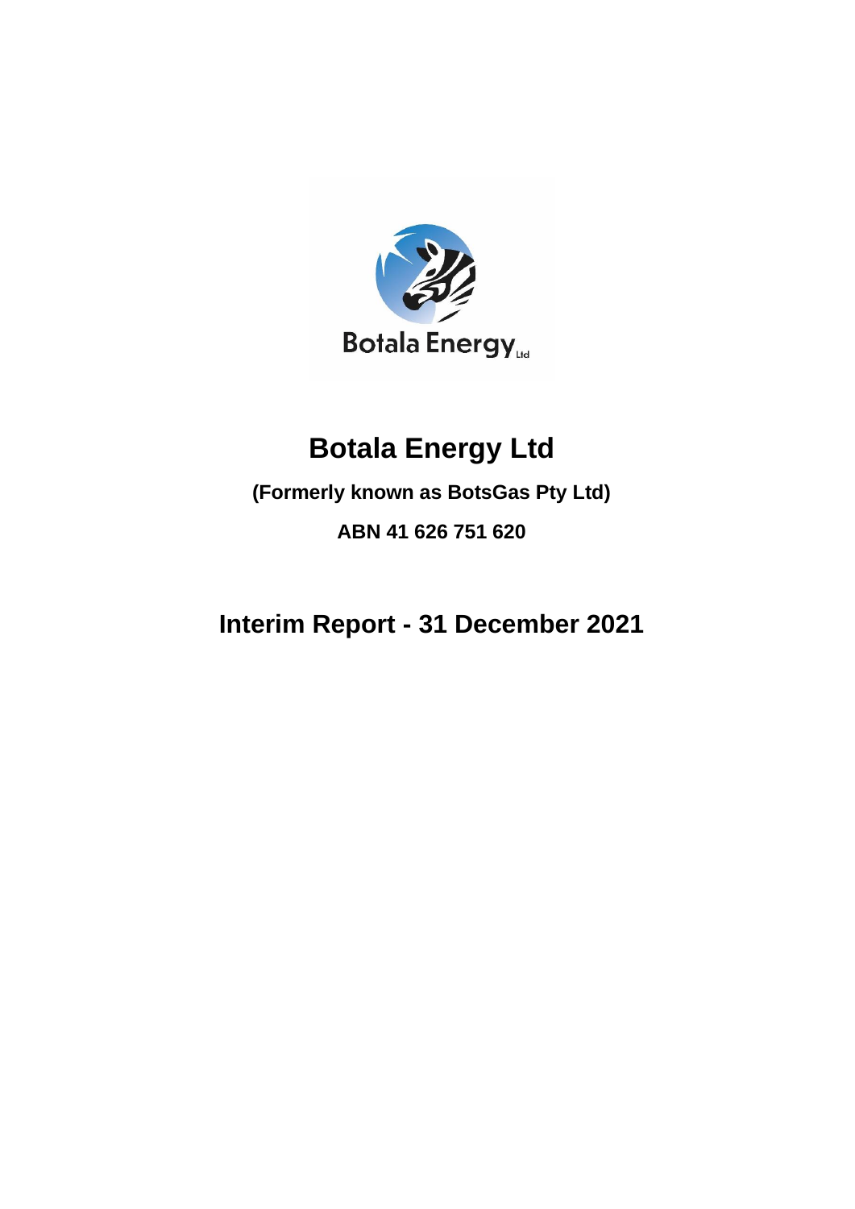# Botala Energy Ltd

**(Formerly known as BotsGas Pty Ltd)**

**ABN 41 626 751 620**

# Interim Report - 31 December 2021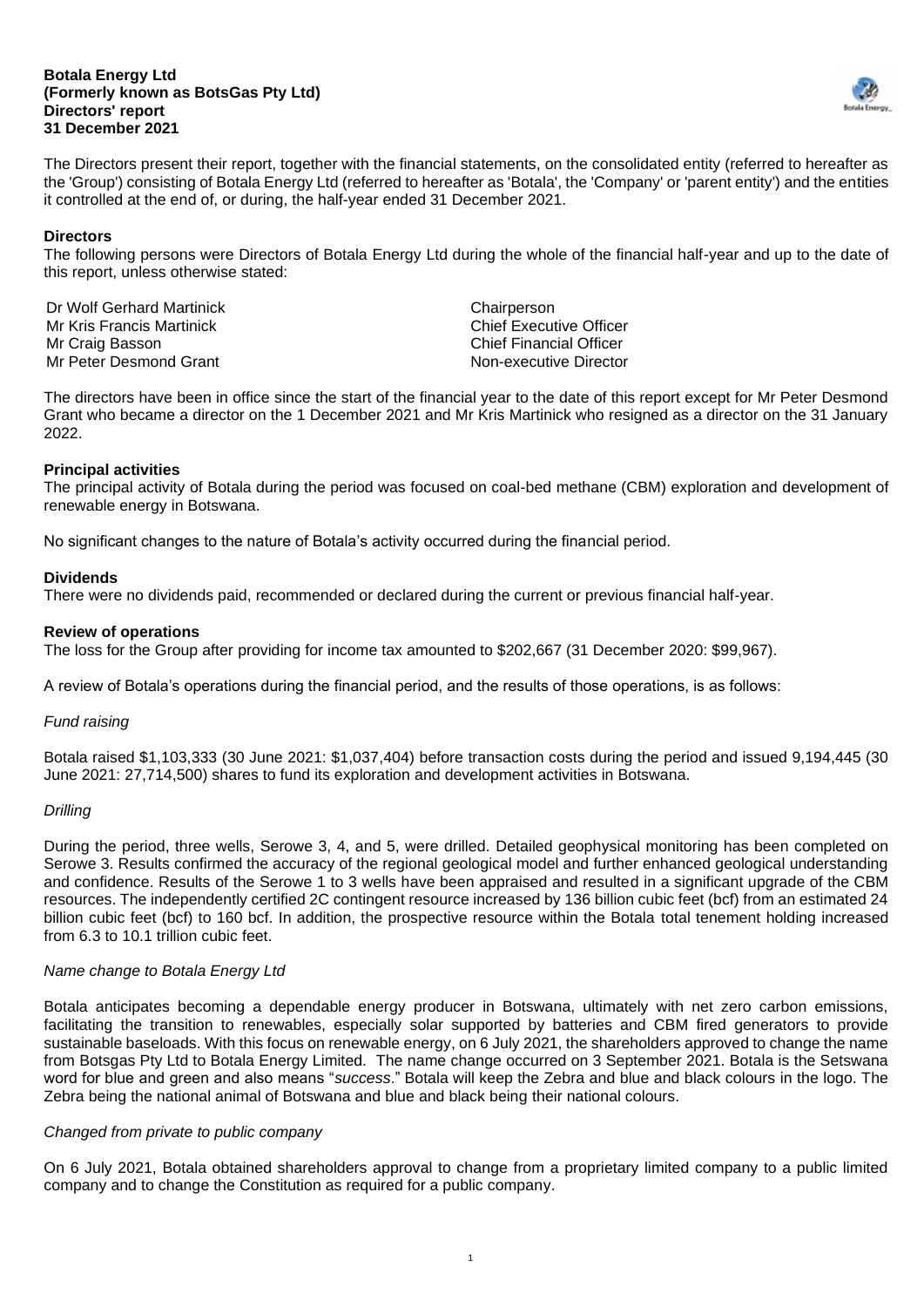**Botala Energy Ltd**
**(Formerly known as BotsGas Pty Ltd)**
**Directors' report**
**31 December 2021**

The Directors present their report, together with the financial statements, on the consolidated entity (referred to hereafter as the 'Group') consisting of Botala Energy Ltd (referred to hereafter as 'Botala', the 'Company' or 'parent entity') and the entities it controlled at the end of, or during, the half-year ended 31 December 2021.

## Directors

The following persons were Directors of Botala Energy Ltd during the whole of the financial half-year and up to the date of this report, unless otherwise stated:

| | |
|---|---|
| Dr Wolf Gerhard Martinick | Chairperson |
| Mr Kris Francis Martinick | Chief Executive Officer |
| Mr Craig Basson | Chief Financial Officer |
| Mr Peter Desmond Grant | Non-executive Director |

The directors have been in office since the start of the financial year to the date of this report except for Mr Peter Desmond Grant who became a director on the 1 December 2021 and Mr Kris Martinick who resigned as a director on the 31 January 2022.

## Principal activities

The principal activity of Botala during the period was focused on coal-bed methane (CBM) exploration and development of renewable energy in Botswana.

No significant changes to the nature of Botala's activity occurred during the financial period.

## Dividends

There were no dividends paid, recommended or declared during the current or previous financial half-year.

## Review of operations

The loss for the Group after providing for income tax amounted to $202,667 (31 December 2020: $99,967).

A review of Botala's operations during the financial period, and the results of those operations, is as follows:

*Fund raising*

Botala raised $1,103,333 (30 June 2021: $1,037,404) before transaction costs during the period and issued 9,194,445 (30 June 2021: 27,714,500) shares to fund its exploration and development activities in Botswana.

*Drilling*

During the period, three wells, Serowe 3, 4, and 5, were drilled. Detailed geophysical monitoring has been completed on Serowe 3. Results confirmed the accuracy of the regional geological model and further enhanced geological understanding and confidence. Results of the Serowe 1 to 3 wells have been appraised and resulted in a significant upgrade of the CBM resources. The independently certified 2C contingent resource increased by 136 billion cubic feet (bcf) from an estimated 24 billion cubic feet (bcf) to 160 bcf. In addition, the prospective resource within the Botala total tenement holding increased from 6.3 to 10.1 trillion cubic feet.

*Name change to Botala Energy Ltd*

Botala anticipates becoming a dependable energy producer in Botswana, ultimately with net zero carbon emissions, facilitating the transition to renewables, especially solar supported by batteries and CBM fired generators to provide sustainable baseloads. With this focus on renewable energy, on 6 July 2021, the shareholders approved to change the name from Botsgas Pty Ltd to Botala Energy Limited. The name change occurred on 3 September 2021. Botala is the Setswana word for blue and green and also means "*success*." Botala will keep the Zebra and blue and black colours in the logo. The Zebra being the national animal of Botswana and blue and black being their national colours.

*Changed from private to public company*

On 6 July 2021, Botala obtained shareholders approval to change from a proprietary limited company to a public limited company and to change the Constitution as required for a public company.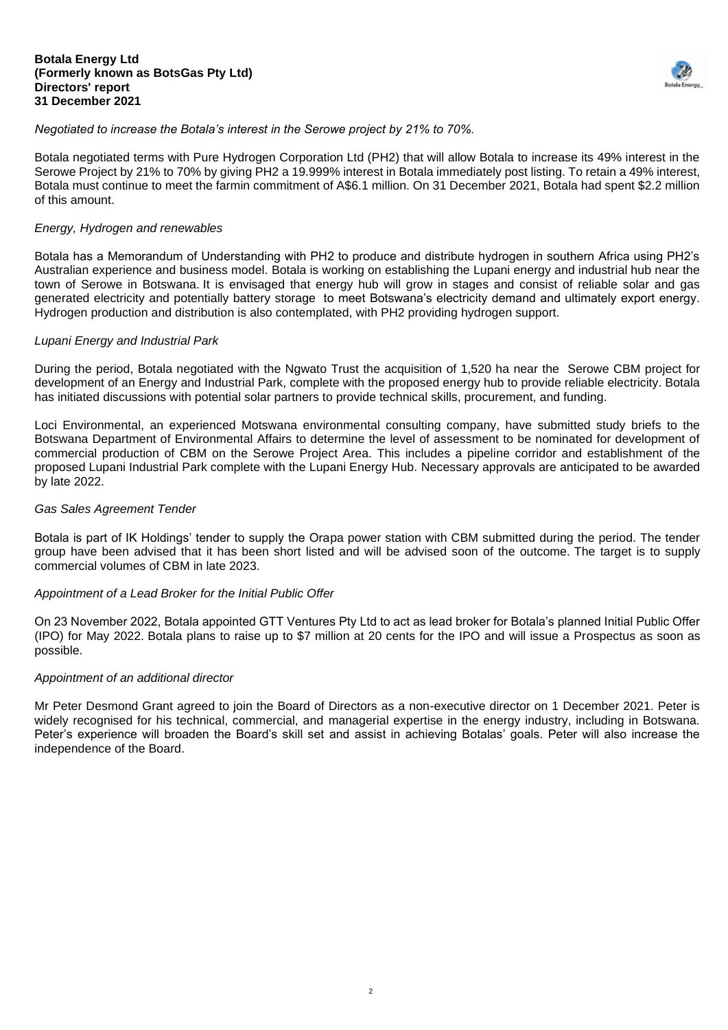*Negotiated to increase the Botala's interest in the Serowe project by 21% to 70%.*

Botala negotiated terms with Pure Hydrogen Corporation Ltd (PH2) that will allow Botala to increase its 49% interest in the Serowe Project by 21% to 70% by giving PH2 a 19.999% interest in Botala immediately post listing. To retain a 49% interest, Botala must continue to meet the farmin commitment of A$6.1 million. On 31 December 2021, Botala had spent $2.2 million of this amount.

*Energy, Hydrogen and renewables*

Botala has a Memorandum of Understanding with PH2 to produce and distribute hydrogen in southern Africa using PH2's Australian experience and business model. Botala is working on establishing the Lupani energy and industrial hub near the town of Serowe in Botswana. It is envisaged that energy hub will grow in stages and consist of reliable solar and gas generated electricity and potentially battery storage to meet Botswana's electricity demand and ultimately export energy. Hydrogen production and distribution is also contemplated, with PH2 providing hydrogen support.

*Lupani Energy and Industrial Park*

During the period, Botala negotiated with the Ngwato Trust the acquisition of 1,520 ha near the Serowe CBM project for development of an Energy and Industrial Park, complete with the proposed energy hub to provide reliable electricity. Botala has initiated discussions with potential solar partners to provide technical skills, procurement, and funding.

Loci Environmental, an experienced Motswana environmental consulting company, have submitted study briefs to the Botswana Department of Environmental Affairs to determine the level of assessment to be nominated for development of commercial production of CBM on the Serowe Project Area. This includes a pipeline corridor and establishment of the proposed Lupani Industrial Park complete with the Lupani Energy Hub. Necessary approvals are anticipated to be awarded by late 2022.

*Gas Sales Agreement Tender*

Botala is part of IK Holdings' tender to supply the Orapa power station with CBM submitted during the period. The tender group have been advised that it has been short listed and will be advised soon of the outcome. The target is to supply commercial volumes of CBM in late 2023.

*Appointment of a Lead Broker for the Initial Public Offer*

On 23 November 2022, Botala appointed GTT Ventures Pty Ltd to act as lead broker for Botala's planned Initial Public Offer (IPO) for May 2022. Botala plans to raise up to $7 million at 20 cents for the IPO and will issue a Prospectus as soon as possible.

*Appointment of an additional director*

Mr Peter Desmond Grant agreed to join the Board of Directors as a non-executive director on 1 December 2021. Peter is widely recognised for his technical, commercial, and managerial expertise in the energy industry, including in Botswana. Peter's experience will broaden the Board's skill set and assist in achieving Botalas' goals. Peter will also increase the independence of the Board.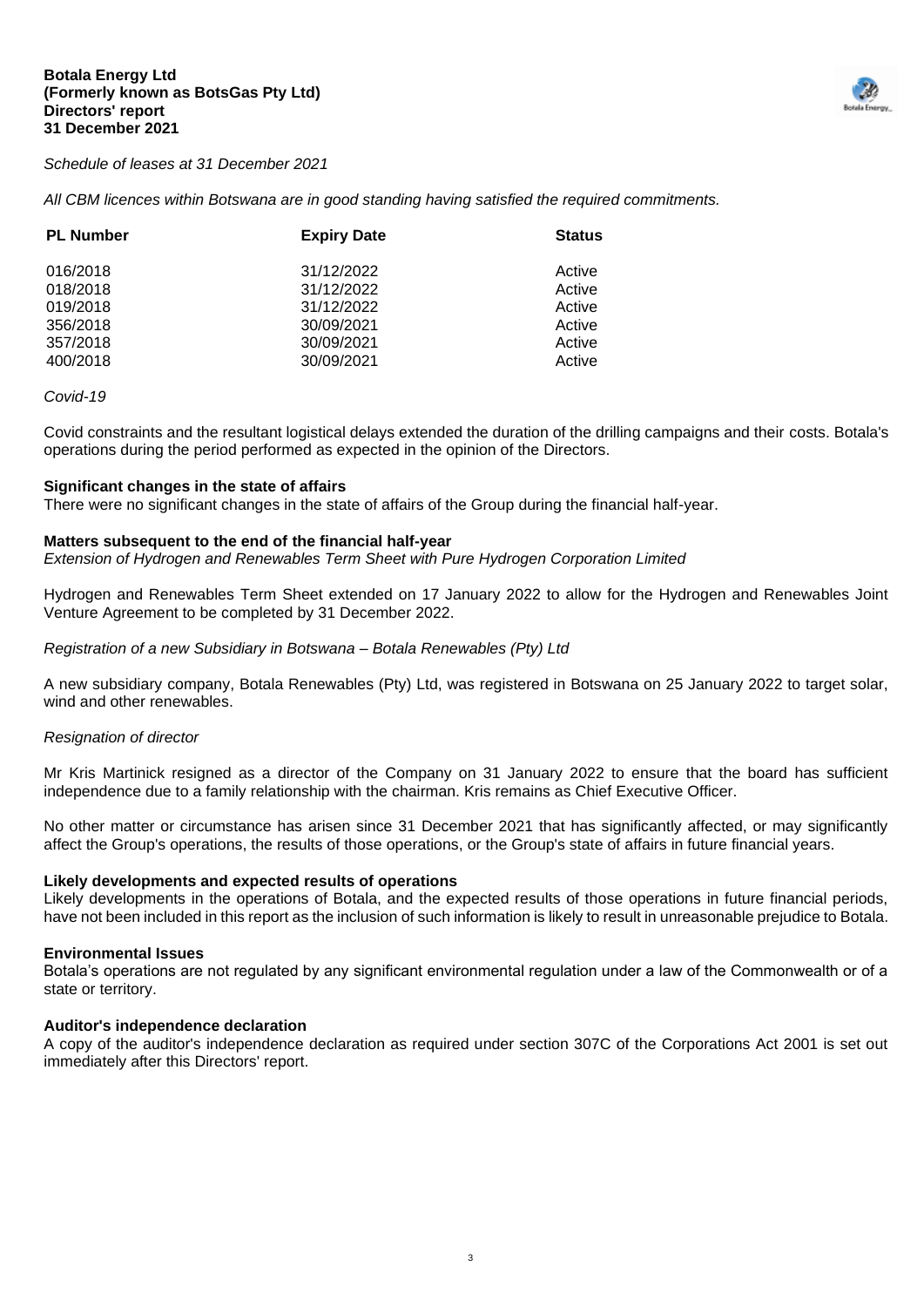*Schedule of leases at 31 December 2021*

*All CBM licences within Botswana are in good standing having satisfied the required commitments.*

| PL Number | Expiry Date | Status |
|---|---|---|
| 016/2018 | 31/12/2022 | Active |
| 018/2018 | 31/12/2022 | Active |
| 019/2018 | 31/12/2022 | Active |
| 356/2018 | 30/09/2021 | Active |
| 357/2018 | 30/09/2021 | Active |
| 400/2018 | 30/09/2021 | Active |

*Covid-19*

Covid constraints and the resultant logistical delays extended the duration of the drilling campaigns and their costs. Botala's operations during the period performed as expected in the opinion of the Directors.

**Significant changes in the state of affairs**

There were no significant changes in the state of affairs of the Group during the financial half-year.

**Matters subsequent to the end of the financial half-year**

*Extension of Hydrogen and Renewables Term Sheet with Pure Hydrogen Corporation Limited*

Hydrogen and Renewables Term Sheet extended on 17 January 2022 to allow for the Hydrogen and Renewables Joint Venture Agreement to be completed by 31 December 2022.

*Registration of a new Subsidiary in Botswana – Botala Renewables (Pty) Ltd*

A new subsidiary company, Botala Renewables (Pty) Ltd, was registered in Botswana on 25 January 2022 to target solar, wind and other renewables.

*Resignation of director*

Mr Kris Martinick resigned as a director of the Company on 31 January 2022 to ensure that the board has sufficient independence due to a family relationship with the chairman. Kris remains as Chief Executive Officer.

No other matter or circumstance has arisen since 31 December 2021 that has significantly affected, or may significantly affect the Group's operations, the results of those operations, or the Group's state of affairs in future financial years.

**Likely developments and expected results of operations**

Likely developments in the operations of Botala, and the expected results of those operations in future financial periods, have not been included in this report as the inclusion of such information is likely to result in unreasonable prejudice to Botala.

**Environmental Issues**

Botala's operations are not regulated by any significant environmental regulation under a law of the Commonwealth or of a state or territory.

**Auditor's independence declaration**

A copy of the auditor's independence declaration as required under section 307C of the Corporations Act 2001 is set out immediately after this Directors' report.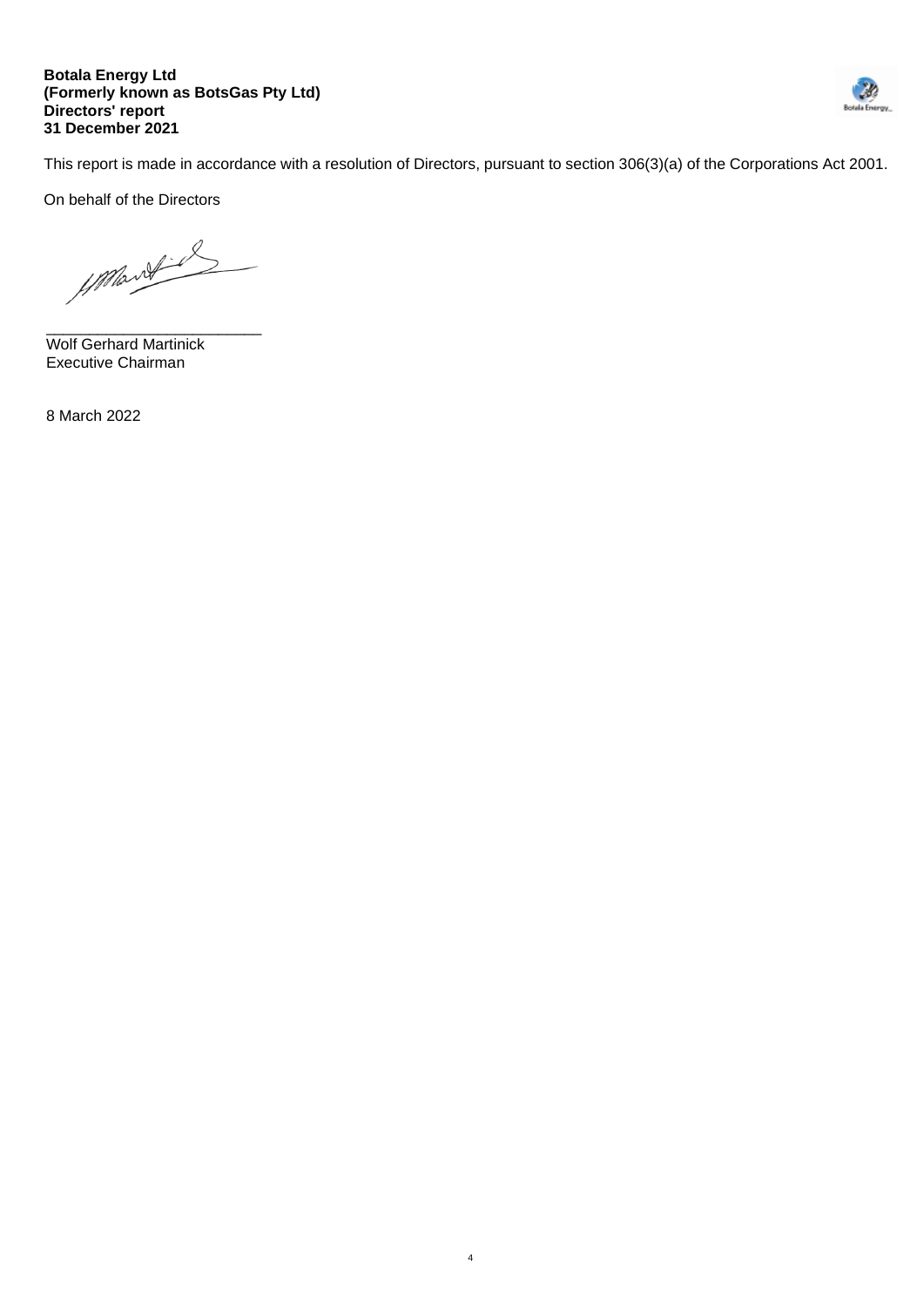**Botala Energy Ltd**
**(Formerly known as BotsGas Pty Ltd)**
**Directors' report**
**31 December 2021**

This report is made in accordance with a resolution of Directors, pursuant to section 306(3)(a) of the Corporations Act 2001.

On behalf of the Directors

___________________________
Wolf Gerhard Martinick
Executive Chairman

8 March 2022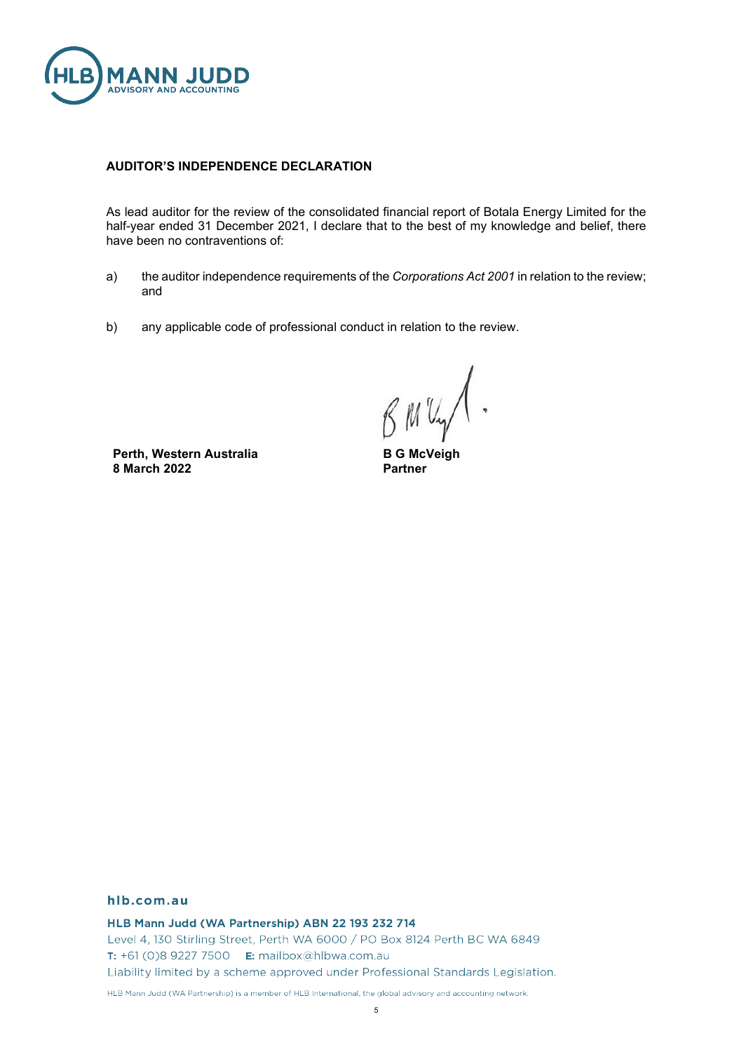## AUDITOR'S INDEPENDENCE DECLARATION

As lead auditor for the review of the consolidated financial report of Botala Energy Limited for the half-year ended 31 December 2021, I declare that to the best of my knowledge and belief, there have been no contraventions of:

a) the auditor independence requirements of the *Corporations Act 2001* in relation to the review; and

b) any applicable code of professional conduct in relation to the review.

**Perth, Western Australia**
**8 March 2022**

**B G McVeigh**
**Partner**

**hlb.com.au**

**HLB Mann Judd (WA Partnership) ABN 22 193 232 714**
Level 4, 130 Stirling Street, Perth WA 6000 / PO Box 8124 Perth BC WA 6849
**T:** +61 (0)8 9227 7500 **E:** mailbox@hlbwa.com.au
Liability limited by a scheme approved under Professional Standards Legislation.

HLB Mann Judd (WA Partnership) is a member of HLB International, the global advisory and accounting network.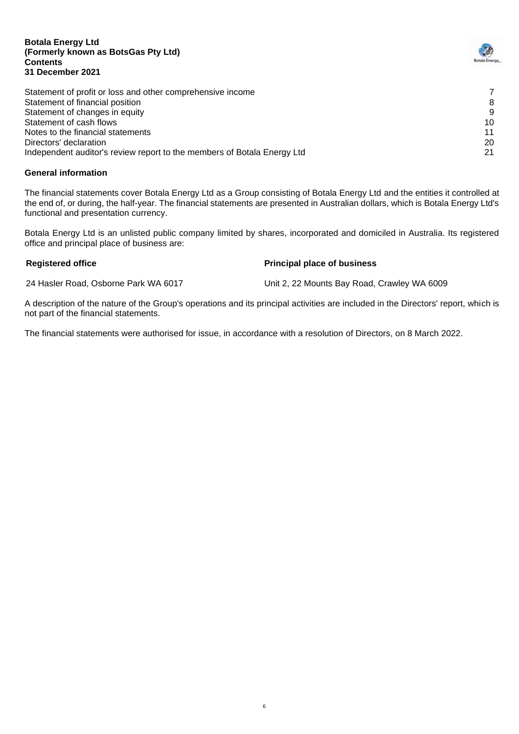**Botala Energy Ltd**
**(Formerly known as BotsGas Pty Ltd)**
**Contents**
**31 December 2021**

| | |
|---|---|
| Statement of profit or loss and other comprehensive income | 7 |
| Statement of financial position | 8 |
| Statement of changes in equity | 9 |
| Statement of cash flows | 10 |
| Notes to the financial statements | 11 |
| Directors' declaration | 20 |
| Independent auditor's review report to the members of Botala Energy Ltd | 21 |

## General information

The financial statements cover Botala Energy Ltd as a Group consisting of Botala Energy Ltd and the entities it controlled at the end of, or during, the half-year. The financial statements are presented in Australian dollars, which is Botala Energy Ltd's functional and presentation currency.

Botala Energy Ltd is an unlisted public company limited by shares, incorporated and domiciled in Australia. Its registered office and principal place of business are:

| **Registered office** | **Principal place of business** |
|---|---|
| 24 Hasler Road, Osborne Park WA 6017 | Unit 2, 22 Mounts Bay Road, Crawley WA 6009 |

A description of the nature of the Group's operations and its principal activities are included in the Directors' report, which is not part of the financial statements.

The financial statements were authorised for issue, in accordance with a resolution of Directors, on 8 March 2022.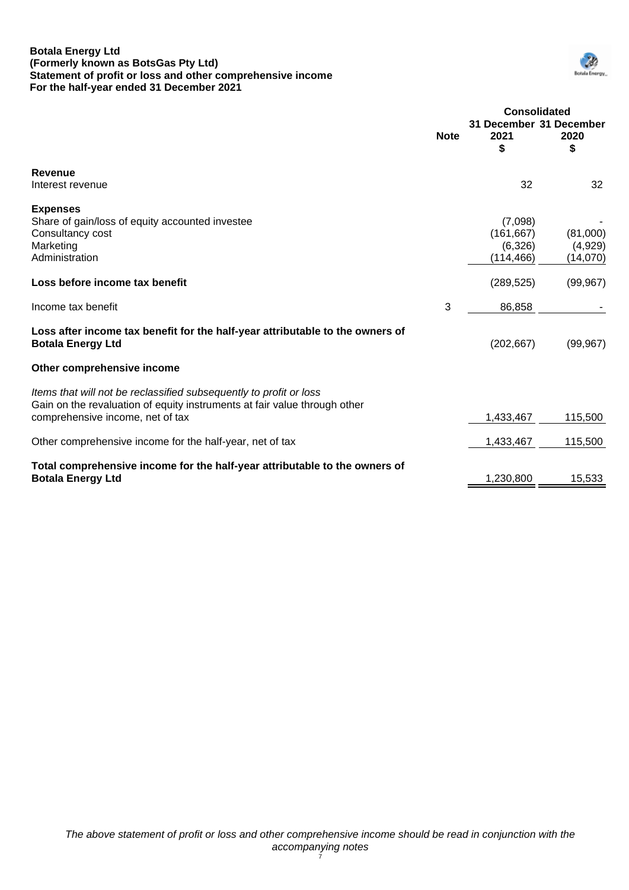**Botala Energy Ltd**
**(Formerly known as BotsGas Pty Ltd)**
**Statement of profit or loss and other comprehensive income**
**For the half-year ended 31 December 2021**

| | Note | Consolidated 31 December 2021 $ | 31 December 2020 $ |
|---|---|---|---|
| **Revenue** | | | |
| Interest revenue | | 32 | 32 |
| **Expenses** | | | |
| Share of gain/loss of equity accounted investee | | (7,098) | - |
| Consultancy cost | | (161,667) | (81,000) |
| Marketing | | (6,326) | (4,929) |
| Administration | | (114,466) | (14,070) |
| **Loss before income tax benefit** | | (289,525) | (99,967) |
| Income tax benefit | 3 | 86,858 | - |
| **Loss after income tax benefit for the half-year attributable to the owners of Botala Energy Ltd** | | (202,667) | (99,967) |
| **Other comprehensive income** | | | |
| *Items that will not be reclassified subsequently to profit or loss* | | | |
| Gain on the revaluation of equity instruments at fair value through other comprehensive income, net of tax | | 1,433,467 | 115,500 |
| Other comprehensive income for the half-year, net of tax | | 1,433,467 | 115,500 |
| **Total comprehensive income for the half-year attributable to the owners of Botala Energy Ltd** | | 1,230,800 | 15,533 |

*The above statement of profit or loss and other comprehensive income should be read in conjunction with the accompanying notes*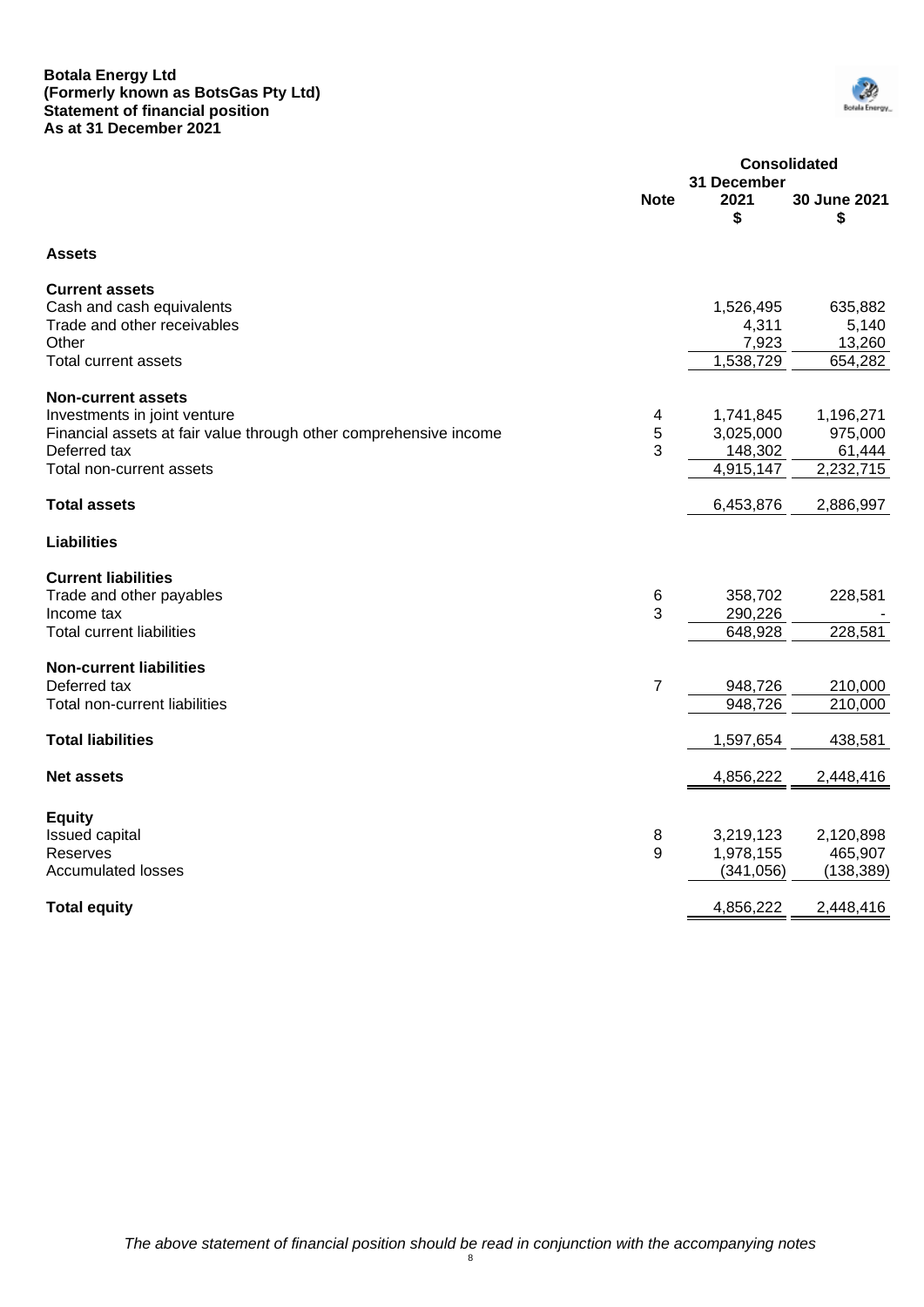**Botala Energy Ltd**
**(Formerly known as BotsGas Pty Ltd)**
**Statement of financial position**
**As at 31 December 2021**

| | Note | Consolidated | |
|---|---|---|---|
| | | 31 December 2021 $ | 30 June 2021 $ |
| **Assets** | | | |
| **Current assets** | | | |
| Cash and cash equivalents | | 1,526,495 | 635,882 |
| Trade and other receivables | | 4,311 | 5,140 |
| Other | | 7,923 | 13,260 |
| Total current assets | | 1,538,729 | 654,282 |
| **Non-current assets** | | | |
| Investments in joint venture | 4 | 1,741,845 | 1,196,271 |
| Financial assets at fair value through other comprehensive income | 5 | 3,025,000 | 975,000 |
| Deferred tax | 3 | 148,302 | 61,444 |
| Total non-current assets | | 4,915,147 | 2,232,715 |
| **Total assets** | | 6,453,876 | 2,886,997 |
| **Liabilities** | | | |
| **Current liabilities** | | | |
| Trade and other payables | 6 | 358,702 | 228,581 |
| Income tax | 3 | 290,226 | - |
| Total current liabilities | | 648,928 | 228,581 |
| **Non-current liabilities** | | | |
| Deferred tax | 7 | 948,726 | 210,000 |
| Total non-current liabilities | | 948,726 | 210,000 |
| **Total liabilities** | | 1,597,654 | 438,581 |
| **Net assets** | | 4,856,222 | 2,448,416 |
| **Equity** | | | |
| Issued capital | 8 | 3,219,123 | 2,120,898 |
| Reserves | 9 | 1,978,155 | 465,907 |
| Accumulated losses | | (341,056) | (138,389) |
| **Total equity** | | 4,856,222 | 2,448,416 |

*The above statement of financial position should be read in conjunction with the accompanying notes*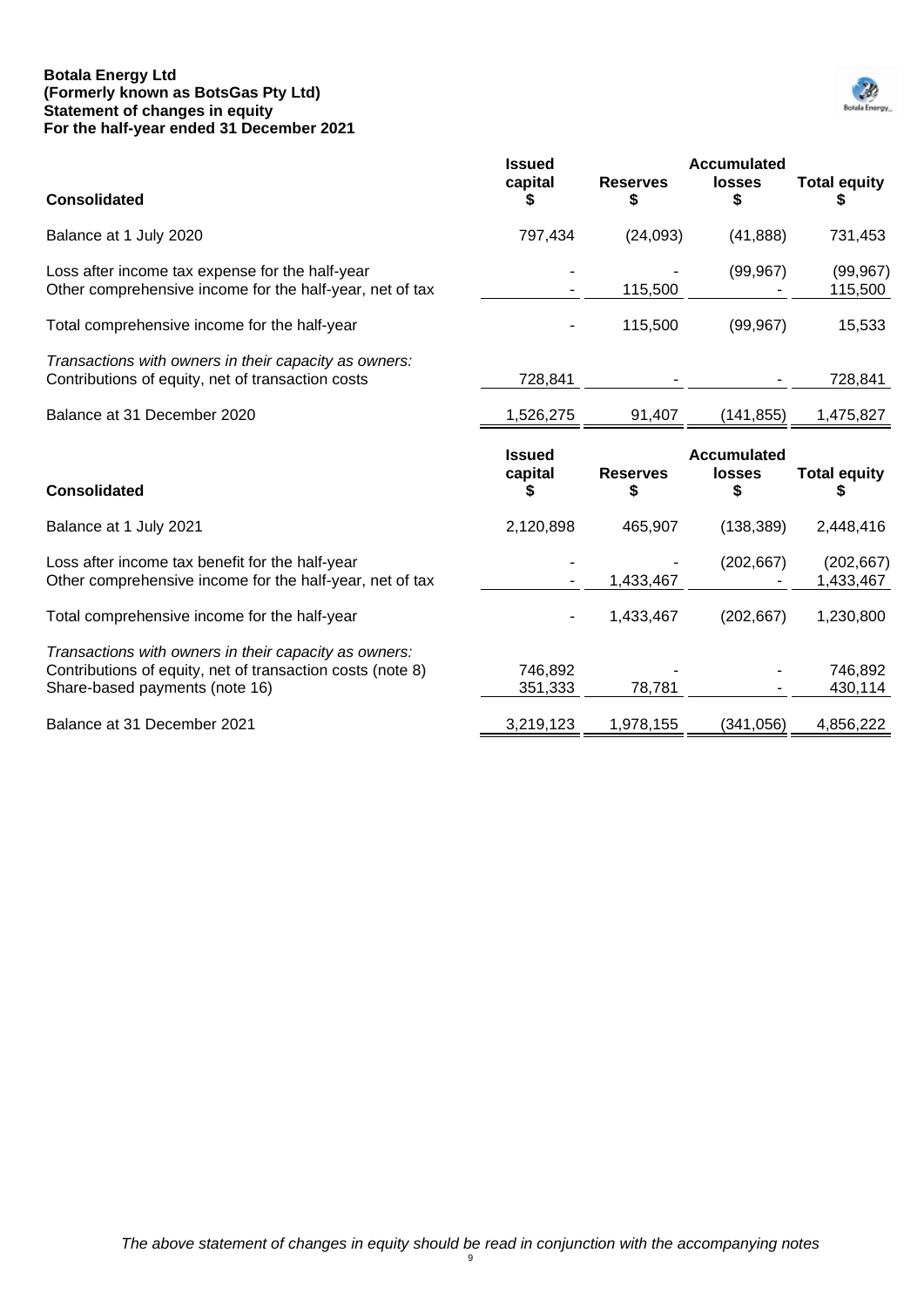**Botala Energy Ltd**
**(Formerly known as BotsGas Pty Ltd)**
**Statement of changes in equity**
**For the half-year ended 31 December 2021**

| Consolidated | Issued capital $ | Reserves $ | Accumulated losses $ | Total equity $ |
|---|---|---|---|---|
| Balance at 1 July 2020 | 797,434 | (24,093) | (41,888) | 731,453 |
| Loss after income tax expense for the half-year | - | - | (99,967) | (99,967) |
| Other comprehensive income for the half-year, net of tax | - | 115,500 | - | 115,500 |
| Total comprehensive income for the half-year | - | 115,500 | (99,967) | 15,533 |
| *Transactions with owners in their capacity as owners:* | | | | |
| Contributions of equity, net of transaction costs | 728,841 | - | - | 728,841 |
| Balance at 31 December 2020 | 1,526,275 | 91,407 | (141,855) | 1,475,827 |

| Consolidated | Issued capital $ | Reserves $ | Accumulated losses $ | Total equity $ |
|---|---|---|---|---|
| Balance at 1 July 2021 | 2,120,898 | 465,907 | (138,389) | 2,448,416 |
| Loss after income tax benefit for the half-year | - | - | (202,667) | (202,667) |
| Other comprehensive income for the half-year, net of tax | - | 1,433,467 | - | 1,433,467 |
| Total comprehensive income for the half-year | - | 1,433,467 | (202,667) | 1,230,800 |
| *Transactions with owners in their capacity as owners:* | | | | |
| Contributions of equity, net of transaction costs (note 8) | 746,892 | - | - | 746,892 |
| Share-based payments (note 16) | 351,333 | 78,781 | - | 430,114 |
| Balance at 31 December 2021 | 3,219,123 | 1,978,155 | (341,056) | 4,856,222 |

*The above statement of changes in equity should be read in conjunction with the accompanying notes*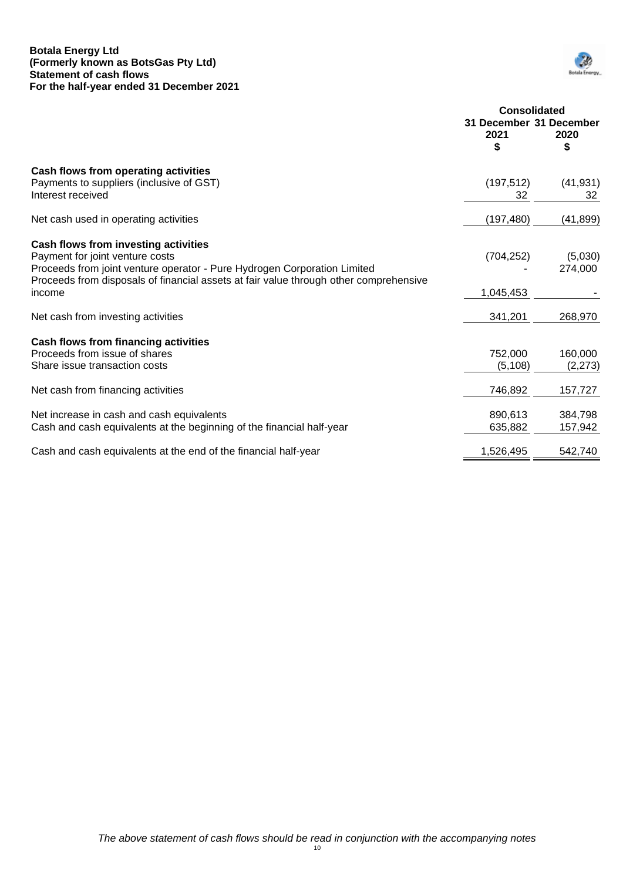**Botala Energy Ltd**
**(Formerly known as BotsGas Pty Ltd)**
**Statement of cash flows**
**For the half-year ended 31 December 2021**

| | Consolidated | |
|---|---|---|
| | 31 December 2021 | 31 December 2020 |
| | $ | $ |
| **Cash flows from operating activities** | | |
| Payments to suppliers (inclusive of GST) | (197,512) | (41,931) |
| Interest received | 32 | 32 |
| Net cash used in operating activities | (197,480) | (41,899) |
| **Cash flows from investing activities** | | |
| Payment for joint venture costs | (704,252) | (5,030) |
| Proceeds from joint venture operator - Pure Hydrogen Corporation Limited | - | 274,000 |
| Proceeds from disposals of financial assets at fair value through other comprehensive income | 1,045,453 | - |
| Net cash from investing activities | 341,201 | 268,970 |
| **Cash flows from financing activities** | | |
| Proceeds from issue of shares | 752,000 | 160,000 |
| Share issue transaction costs | (5,108) | (2,273) |
| Net cash from financing activities | 746,892 | 157,727 |
| Net increase in cash and cash equivalents | 890,613 | 384,798 |
| Cash and cash equivalents at the beginning of the financial half-year | 635,882 | 157,942 |
| Cash and cash equivalents at the end of the financial half-year | 1,526,495 | 542,740 |

*The above statement of cash flows should be read in conjunction with the accompanying notes*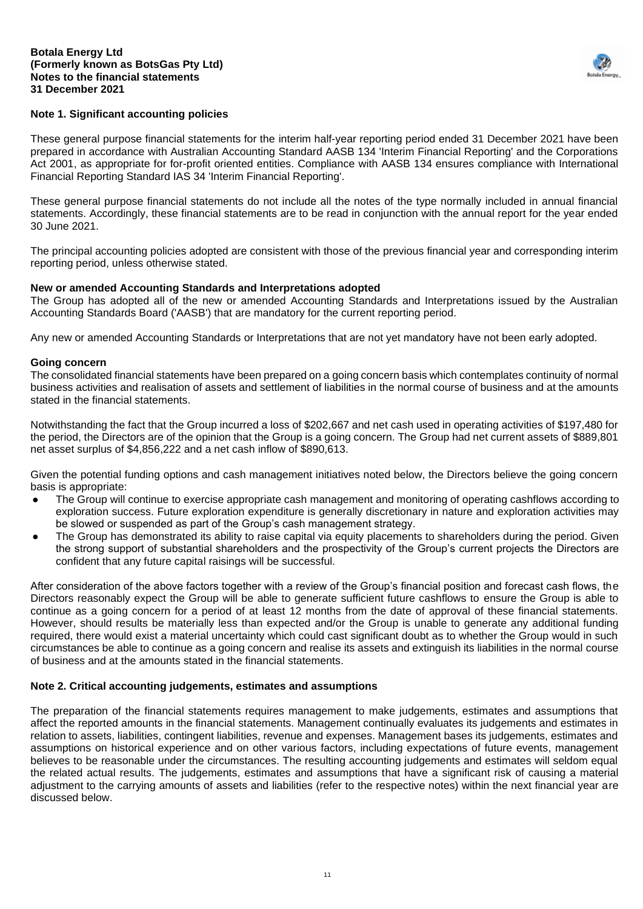**Botala Energy Ltd**
**(Formerly known as BotsGas Pty Ltd)**
**Notes to the financial statements**
**31 December 2021**

## Note 1. Significant accounting policies

These general purpose financial statements for the interim half-year reporting period ended 31 December 2021 have been prepared in accordance with Australian Accounting Standard AASB 134 'Interim Financial Reporting' and the Corporations Act 2001, as appropriate for for-profit oriented entities. Compliance with AASB 134 ensures compliance with International Financial Reporting Standard IAS 34 'Interim Financial Reporting'.

These general purpose financial statements do not include all the notes of the type normally included in annual financial statements. Accordingly, these financial statements are to be read in conjunction with the annual report for the year ended 30 June 2021.

The principal accounting policies adopted are consistent with those of the previous financial year and corresponding interim reporting period, unless otherwise stated.

### New or amended Accounting Standards and Interpretations adopted

The Group has adopted all of the new or amended Accounting Standards and Interpretations issued by the Australian Accounting Standards Board ('AASB') that are mandatory for the current reporting period.

Any new or amended Accounting Standards or Interpretations that are not yet mandatory have not been early adopted.

### Going concern

The consolidated financial statements have been prepared on a going concern basis which contemplates continuity of normal business activities and realisation of assets and settlement of liabilities in the normal course of business and at the amounts stated in the financial statements.

Notwithstanding the fact that the Group incurred a loss of $202,667 and net cash used in operating activities of $197,480 for the period, the Directors are of the opinion that the Group is a going concern. The Group had net current assets of $889,801 net asset surplus of $4,856,222 and a net cash inflow of $890,613.

Given the potential funding options and cash management initiatives noted below, the Directors believe the going concern basis is appropriate:

- The Group will continue to exercise appropriate cash management and monitoring of operating cashflows according to exploration success. Future exploration expenditure is generally discretionary in nature and exploration activities may be slowed or suspended as part of the Group's cash management strategy.
- The Group has demonstrated its ability to raise capital via equity placements to shareholders during the period. Given the strong support of substantial shareholders and the prospectivity of the Group's current projects the Directors are confident that any future capital raisings will be successful.

After consideration of the above factors together with a review of the Group's financial position and forecast cash flows, the Directors reasonably expect the Group will be able to generate sufficient future cashflows to ensure the Group is able to continue as a going concern for a period of at least 12 months from the date of approval of these financial statements. However, should results be materially less than expected and/or the Group is unable to generate any additional funding required, there would exist a material uncertainty which could cast significant doubt as to whether the Group would in such circumstances be able to continue as a going concern and realise its assets and extinguish its liabilities in the normal course of business and at the amounts stated in the financial statements.

## Note 2. Critical accounting judgements, estimates and assumptions

The preparation of the financial statements requires management to make judgements, estimates and assumptions that affect the reported amounts in the financial statements. Management continually evaluates its judgements and estimates in relation to assets, liabilities, contingent liabilities, revenue and expenses. Management bases its judgements, estimates and assumptions on historical experience and on other various factors, including expectations of future events, management believes to be reasonable under the circumstances. The resulting accounting judgements and estimates will seldom equal the related actual results. The judgements, estimates and assumptions that have a significant risk of causing a material adjustment to the carrying amounts of assets and liabilities (refer to the respective notes) within the next financial year are discussed below.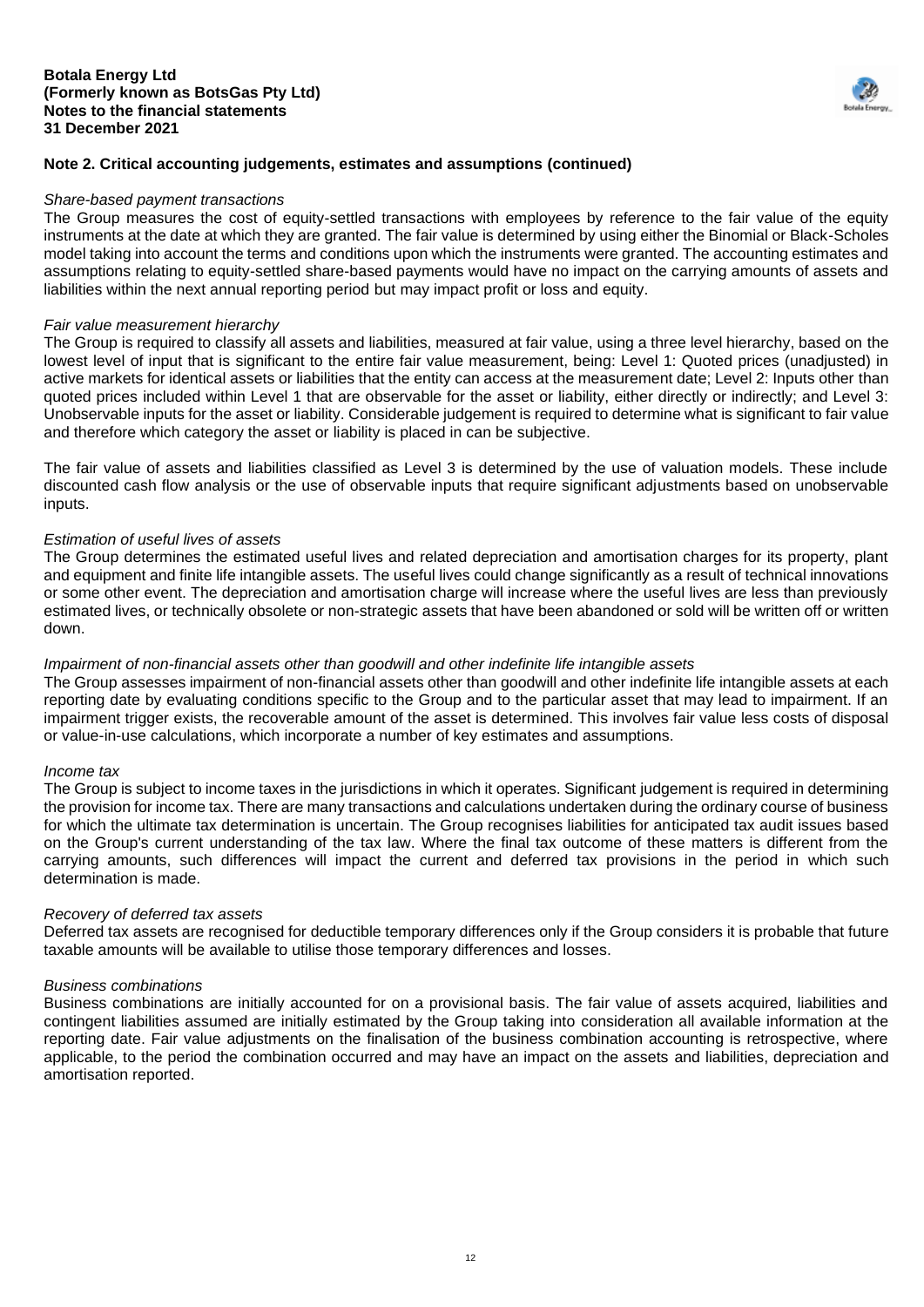## Note 2. Critical accounting judgements, estimates and assumptions (continued)

*Share-based payment transactions*

The Group measures the cost of equity-settled transactions with employees by reference to the fair value of the equity instruments at the date at which they are granted. The fair value is determined by using either the Binomial or Black-Scholes model taking into account the terms and conditions upon which the instruments were granted. The accounting estimates and assumptions relating to equity-settled share-based payments would have no impact on the carrying amounts of assets and liabilities within the next annual reporting period but may impact profit or loss and equity.

*Fair value measurement hierarchy*

The Group is required to classify all assets and liabilities, measured at fair value, using a three level hierarchy, based on the lowest level of input that is significant to the entire fair value measurement, being: Level 1: Quoted prices (unadjusted) in active markets for identical assets or liabilities that the entity can access at the measurement date; Level 2: Inputs other than quoted prices included within Level 1 that are observable for the asset or liability, either directly or indirectly; and Level 3: Unobservable inputs for the asset or liability. Considerable judgement is required to determine what is significant to fair value and therefore which category the asset or liability is placed in can be subjective.

The fair value of assets and liabilities classified as Level 3 is determined by the use of valuation models. These include discounted cash flow analysis or the use of observable inputs that require significant adjustments based on unobservable inputs.

*Estimation of useful lives of assets*

The Group determines the estimated useful lives and related depreciation and amortisation charges for its property, plant and equipment and finite life intangible assets. The useful lives could change significantly as a result of technical innovations or some other event. The depreciation and amortisation charge will increase where the useful lives are less than previously estimated lives, or technically obsolete or non-strategic assets that have been abandoned or sold will be written off or written down.

*Impairment of non-financial assets other than goodwill and other indefinite life intangible assets*

The Group assesses impairment of non-financial assets other than goodwill and other indefinite life intangible assets at each reporting date by evaluating conditions specific to the Group and to the particular asset that may lead to impairment. If an impairment trigger exists, the recoverable amount of the asset is determined. This involves fair value less costs of disposal or value-in-use calculations, which incorporate a number of key estimates and assumptions.

*Income tax*

The Group is subject to income taxes in the jurisdictions in which it operates. Significant judgement is required in determining the provision for income tax. There are many transactions and calculations undertaken during the ordinary course of business for which the ultimate tax determination is uncertain. The Group recognises liabilities for anticipated tax audit issues based on the Group's current understanding of the tax law. Where the final tax outcome of these matters is different from the carrying amounts, such differences will impact the current and deferred tax provisions in the period in which such determination is made.

*Recovery of deferred tax assets*

Deferred tax assets are recognised for deductible temporary differences only if the Group considers it is probable that future taxable amounts will be available to utilise those temporary differences and losses.

*Business combinations*

Business combinations are initially accounted for on a provisional basis. The fair value of assets acquired, liabilities and contingent liabilities assumed are initially estimated by the Group taking into consideration all available information at the reporting date. Fair value adjustments on the finalisation of the business combination accounting is retrospective, where applicable, to the period the combination occurred and may have an impact on the assets and liabilities, depreciation and amortisation reported.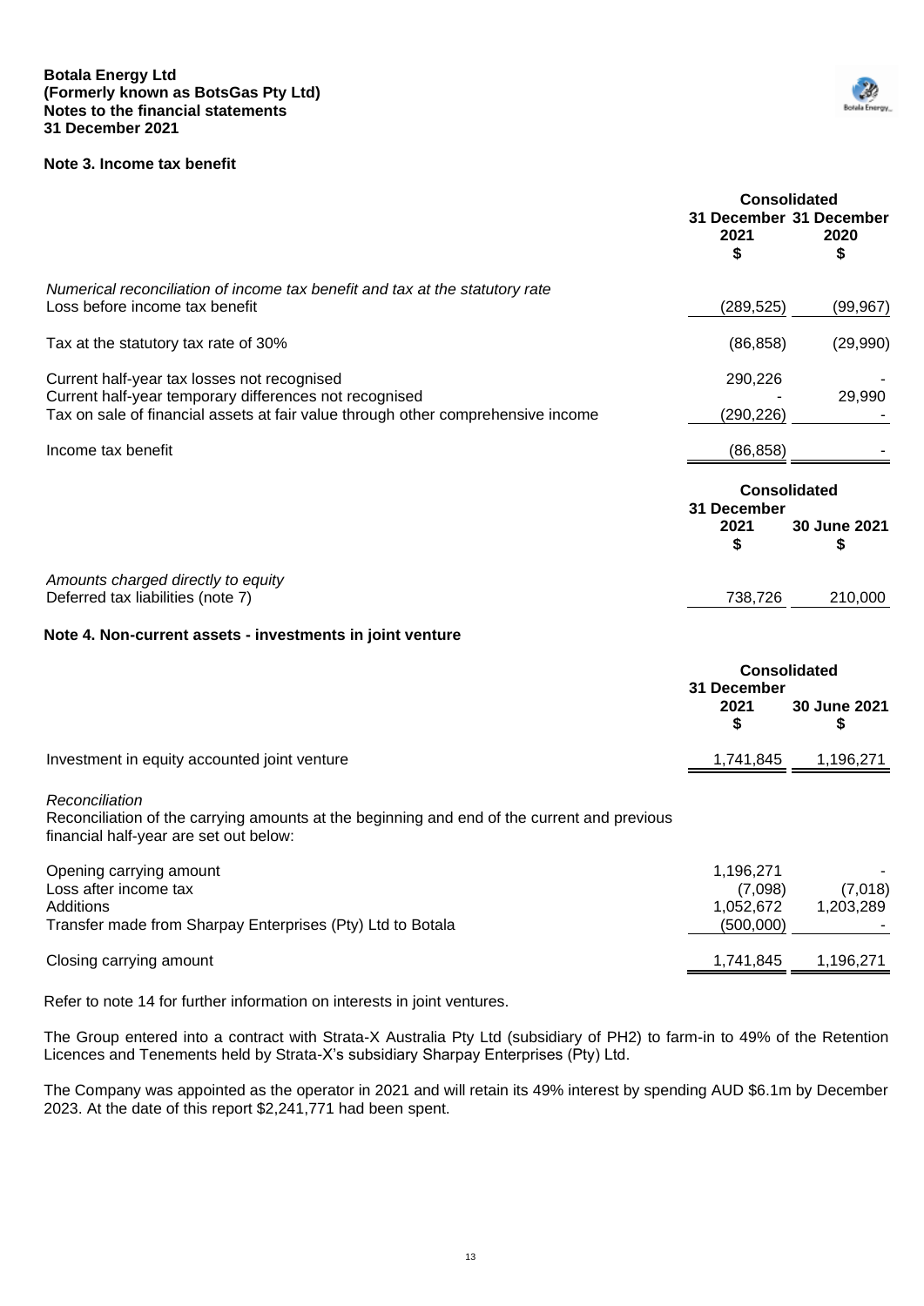**Botala Energy Ltd**
**(Formerly known as BotsGas Pty Ltd)**
**Notes to the financial statements**
**31 December 2021**

## Note 3. Income tax benefit

| | Consolidated | |
|---|---|---|
| | 31 December 2021 $ | 31 December 2020 $ |
| *Numerical reconciliation of income tax benefit and tax at the statutory rate* | | |
| Loss before income tax benefit | (289,525) | (99,967) |
| Tax at the statutory tax rate of 30% | (86,858) | (29,990) |
| Current half-year tax losses not recognised | 290,226 | - |
| Current half-year temporary differences not recognised | - | 29,990 |
| Tax on sale of financial assets at fair value through other comprehensive income | (290,226) | - |
| Income tax benefit | (86,858) | - |

| | Consolidated | |
|---|---|---|
| | 31 December 2021 $ | 30 June 2021 $ |
| *Amounts charged directly to equity* | | |
| Deferred tax liabilities (note 7) | 738,726 | 210,000 |

## Note 4. Non-current assets - investments in joint venture

| | Consolidated | |
|---|---|---|
| | 31 December 2021 $ | 30 June 2021 $ |
| Investment in equity accounted joint venture | 1,741,845 | 1,196,271 |

*Reconciliation*
Reconciliation of the carrying amounts at the beginning and end of the current and previous financial half-year are set out below:

| | | |
|---|---|---|
| Opening carrying amount | 1,196,271 | - |
| Loss after income tax | (7,098) | (7,018) |
| Additions | 1,052,672 | 1,203,289 |
| Transfer made from Sharpay Enterprises (Pty) Ltd to Botala | (500,000) | - |
| Closing carrying amount | 1,741,845 | 1,196,271 |

Refer to note 14 for further information on interests in joint ventures.

The Group entered into a contract with Strata-X Australia Pty Ltd (subsidiary of PH2) to farm-in to 49% of the Retention Licences and Tenements held by Strata-X's subsidiary Sharpay Enterprises (Pty) Ltd.

The Company was appointed as the operator in 2021 and will retain its 49% interest by spending AUD $6.1m by December 2023. At the date of this report $2,241,771 had been spent.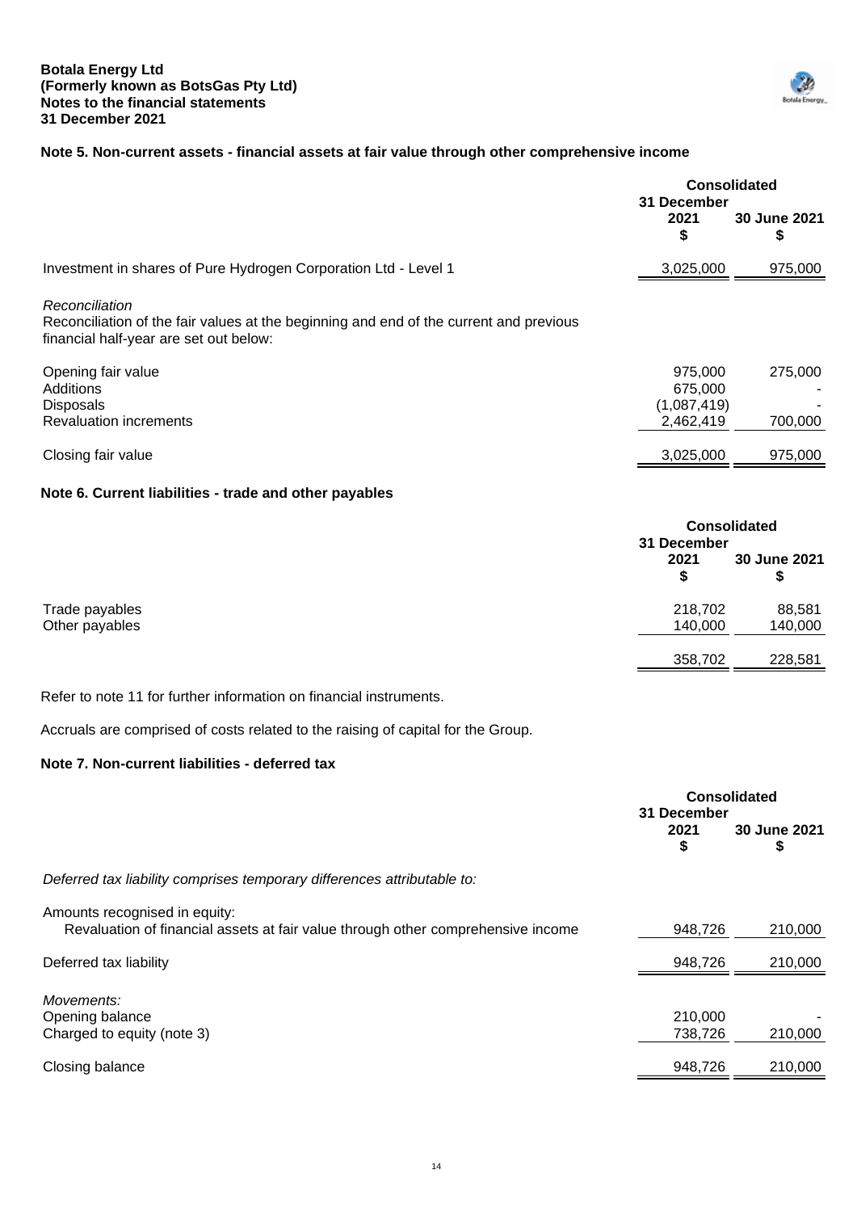## Note 5. Non-current assets - financial assets at fair value through other comprehensive income

| | Consolidated | |
|---|---|---|
| | 31 December 2021 $ | 30 June 2021 $ |
| Investment in shares of Pure Hydrogen Corporation Ltd - Level 1 | 3,025,000 | 975,000 |

*Reconciliation*
Reconciliation of the fair values at the beginning and end of the current and previous financial half-year are set out below:

| | 31 December 2021 $ | 30 June 2021 $ |
|---|---|---|
| Opening fair value | 975,000 | 275,000 |
| Additions | 675,000 | - |
| Disposals | (1,087,419) | - |
| Revaluation increments | 2,462,419 | 700,000 |
| Closing fair value | 3,025,000 | 975,000 |

## Note 6. Current liabilities - trade and other payables

| | Consolidated | |
|---|---|---|
| | 31 December 2021 $ | 30 June 2021 $ |
| Trade payables | 218,702 | 88,581 |
| Other payables | 140,000 | 140,000 |
| | 358,702 | 228,581 |

Refer to note 11 for further information on financial instruments.

Accruals are comprised of costs related to the raising of capital for the Group.

## Note 7. Non-current liabilities - deferred tax

| | Consolidated | |
|---|---|---|
| | 31 December 2021 $ | 30 June 2021 $ |
| *Deferred tax liability comprises temporary differences attributable to:* | | |
| Amounts recognised in equity: | | |
| Revaluation of financial assets at fair value through other comprehensive income | 948,726 | 210,000 |
| Deferred tax liability | 948,726 | 210,000 |
| *Movements:* | | |
| Opening balance | 210,000 | - |
| Charged to equity (note 3) | 738,726 | 210,000 |
| Closing balance | 948,726 | 210,000 |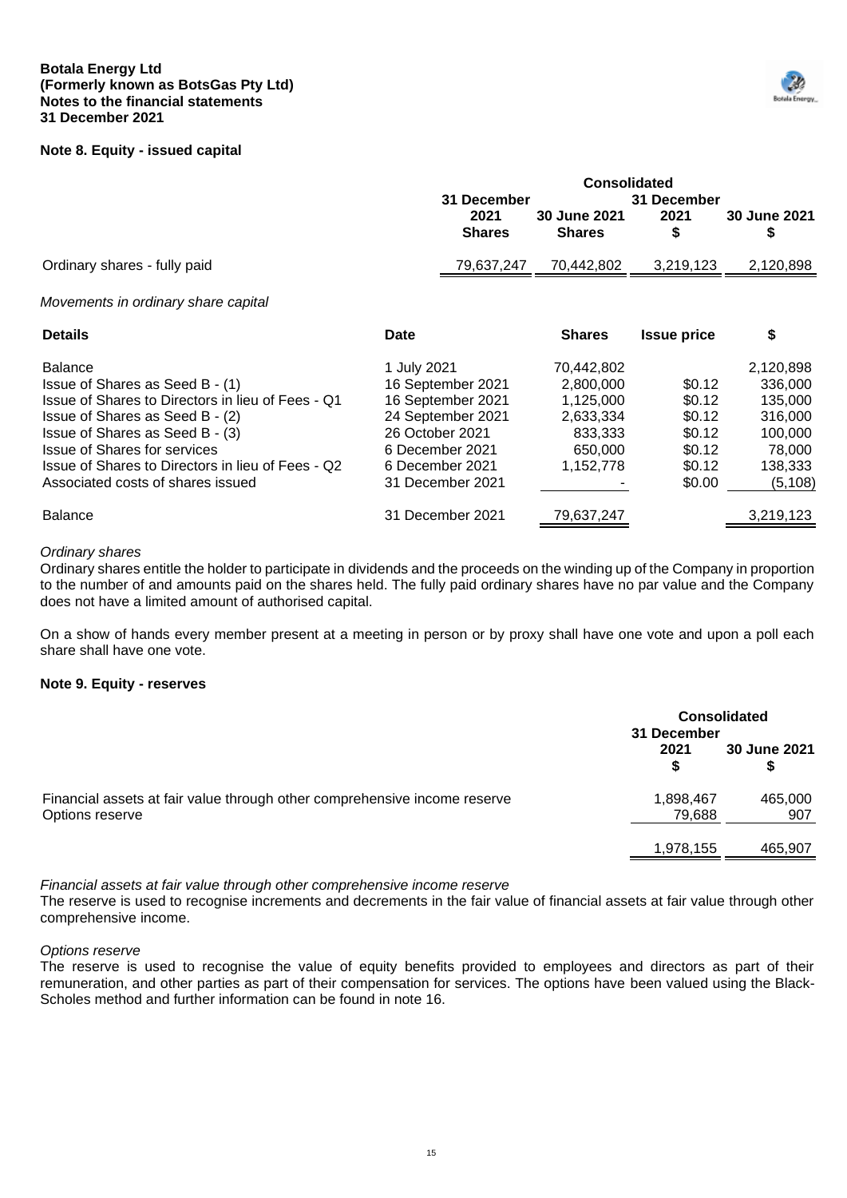## Note 8. Equity - issued capital

| | Consolidated | | | |
|---|---|---|---|---|
| | 31 December 2021 Shares | 30 June 2021 Shares | 31 December 2021 $ | 30 June 2021 $ |
| Ordinary shares - fully paid | 79,637,247 | 70,442,802 | 3,219,123 | 2,120,898 |

*Movements in ordinary share capital*

| Details | Date | Shares | Issue price | $ |
|---|---|---|---|---|
| Balance | 1 July 2021 | 70,442,802 | | 2,120,898 |
| Issue of Shares as Seed B - (1) | 16 September 2021 | 2,800,000 | $0.12 | 336,000 |
| Issue of Shares to Directors in lieu of Fees - Q1 | 16 September 2021 | 1,125,000 | $0.12 | 135,000 |
| Issue of Shares as Seed B - (2) | 24 September 2021 | 2,633,334 | $0.12 | 316,000 |
| Issue of Shares as Seed B - (3) | 26 October 2021 | 833,333 | $0.12 | 100,000 |
| Issue of Shares for services | 6 December 2021 | 650,000 | $0.12 | 78,000 |
| Issue of Shares to Directors in lieu of Fees - Q2 | 6 December 2021 | 1,152,778 | $0.12 | 138,333 |
| Associated costs of shares issued | 31 December 2021 | - | $0.00 | (5,108) |
| Balance | 31 December 2021 | 79,637,247 | | 3,219,123 |

*Ordinary shares*

Ordinary shares entitle the holder to participate in dividends and the proceeds on the winding up of the Company in proportion to the number of and amounts paid on the shares held. The fully paid ordinary shares have no par value and the Company does not have a limited amount of authorised capital.

On a show of hands every member present at a meeting in person or by proxy shall have one vote and upon a poll each share shall have one vote.

## Note 9. Equity - reserves

| | Consolidated | |
|---|---|---|
| | 31 December 2021 $ | 30 June 2021 $ |
| Financial assets at fair value through other comprehensive income reserve | 1,898,467 | 465,000 |
| Options reserve | 79,688 | 907 |
| | 1,978,155 | 465,907 |

*Financial assets at fair value through other comprehensive income reserve*

The reserve is used to recognise increments and decrements in the fair value of financial assets at fair value through other comprehensive income.

*Options reserve*

The reserve is used to recognise the value of equity benefits provided to employees and directors as part of their remuneration, and other parties as part of their compensation for services. The options have been valued using the Black-Scholes method and further information can be found in note 16.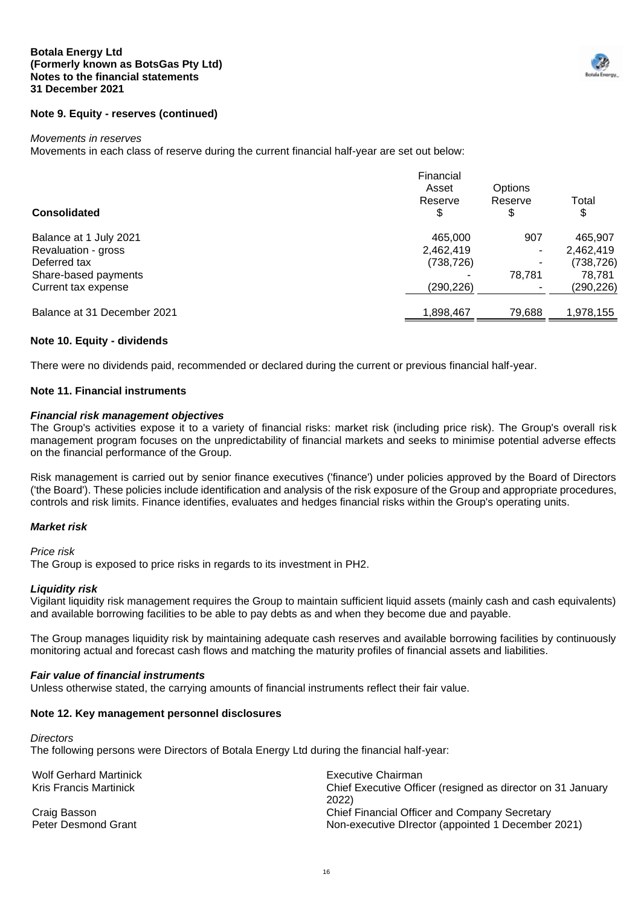## Note 9. Equity - reserves (continued)

*Movements in reserves*

Movements in each class of reserve during the current financial half-year are set out below:

| Consolidated | Financial Asset Reserve \$ | Options Reserve \$ | Total \$ |
|---|---|---|---|
| Balance at 1 July 2021 | 465,000 | 907 | 465,907 |
| Revaluation - gross | 2,462,419 | - | 2,462,419 |
| Deferred tax | (738,726) | - | (738,726) |
| Share-based payments | - | 78,781 | 78,781 |
| Current tax expense | (290,226) | - | (290,226) |
| Balance at 31 December 2021 | 1,898,467 | 79,688 | 1,978,155 |

## Note 10. Equity - dividends

There were no dividends paid, recommended or declared during the current or previous financial half-year.

## Note 11. Financial instruments

***Financial risk management objectives***

The Group's activities expose it to a variety of financial risks: market risk (including price risk). The Group's overall risk management program focuses on the unpredictability of financial markets and seeks to minimise potential adverse effects on the financial performance of the Group.

Risk management is carried out by senior finance executives ('finance') under policies approved by the Board of Directors ('the Board'). These policies include identification and analysis of the risk exposure of the Group and appropriate procedures, controls and risk limits. Finance identifies, evaluates and hedges financial risks within the Group's operating units.

***Market risk***

*Price risk*

The Group is exposed to price risks in regards to its investment in PH2.

***Liquidity risk***

Vigilant liquidity risk management requires the Group to maintain sufficient liquid assets (mainly cash and cash equivalents) and available borrowing facilities to be able to pay debts as and when they become due and payable.

The Group manages liquidity risk by maintaining adequate cash reserves and available borrowing facilities by continuously monitoring actual and forecast cash flows and matching the maturity profiles of financial assets and liabilities.

***Fair value of financial instruments***

Unless otherwise stated, the carrying amounts of financial instruments reflect their fair value.

## Note 12. Key management personnel disclosures

*Directors*

The following persons were Directors of Botala Energy Ltd during the financial half-year:

| | |
|---|---|
| Wolf Gerhard Martinick | Executive Chairman |
| Kris Francis Martinick | Chief Executive Officer (resigned as director on 31 January 2022) |
| Craig Basson | Chief Financial Officer and Company Secretary |
| Peter Desmond Grant | Non-executive DIrector (appointed 1 December 2021) |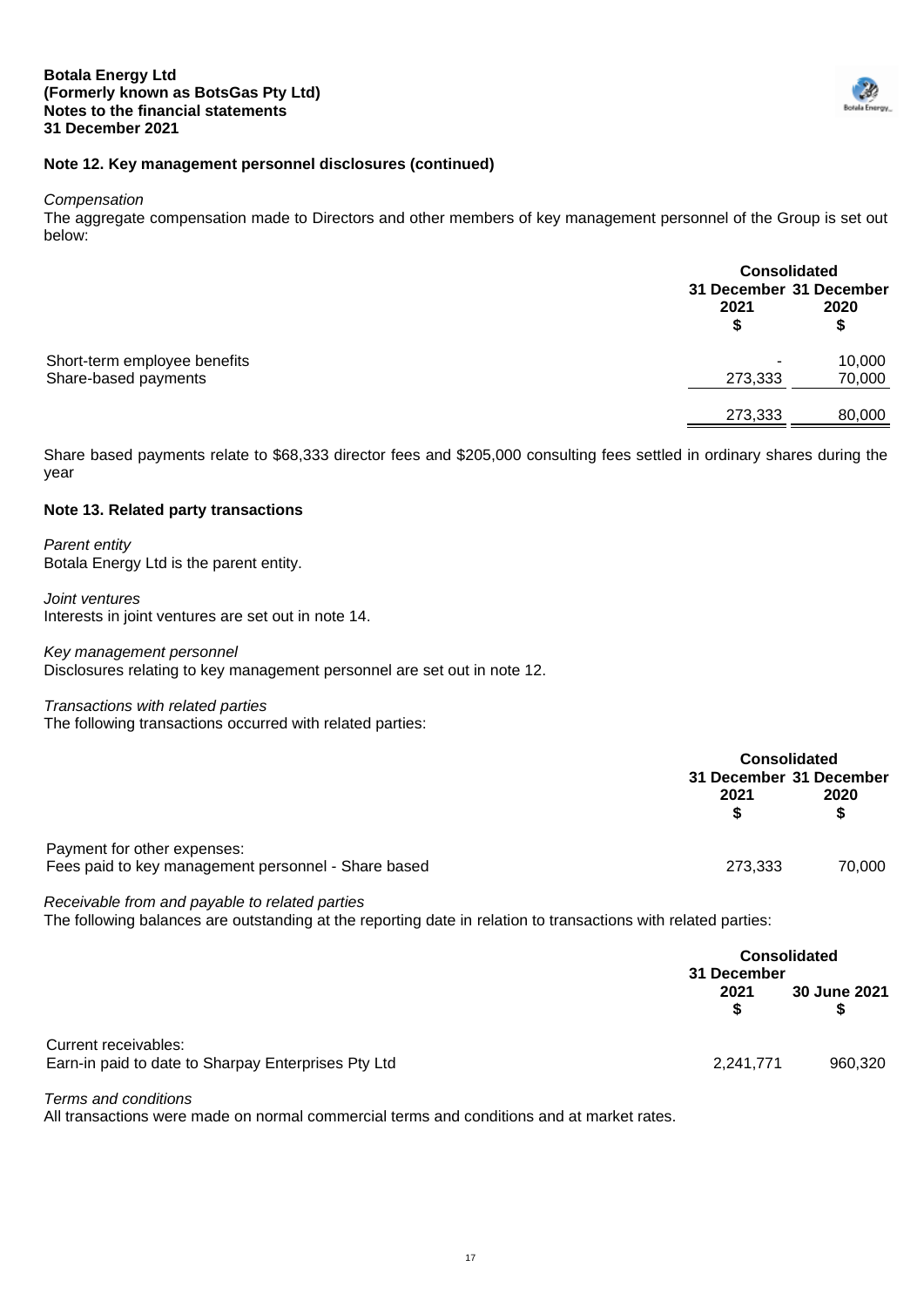**Botala Energy Ltd**
**(Formerly known as BotsGas Pty Ltd)**
**Notes to the financial statements**
**31 December 2021**

## Note 12. Key management personnel disclosures (continued)

*Compensation*
The aggregate compensation made to Directors and other members of key management personnel of the Group is set out below:

| | Consolidated | |
|---|---|---|
| | 31 December 2021 $ | 31 December 2020 $ |
| Short-term employee benefits | - | 10,000 |
| Share-based payments | 273,333 | 70,000 |
| | 273,333 | 80,000 |

Share based payments relate to $68,333 director fees and $205,000 consulting fees settled in ordinary shares during the year

## Note 13. Related party transactions

*Parent entity*
Botala Energy Ltd is the parent entity.

*Joint ventures*
Interests in joint ventures are set out in note 14.

*Key management personnel*
Disclosures relating to key management personnel are set out in note 12.

*Transactions with related parties*
The following transactions occurred with related parties:

| | Consolidated | |
|---|---|---|
| | 31 December 2021 $ | 31 December 2020 $ |
| Payment for other expenses: | | |
| Fees paid to key management personnel - Share based | 273,333 | 70,000 |

*Receivable from and payable to related parties*
The following balances are outstanding at the reporting date in relation to transactions with related parties:

| | Consolidated | |
|---|---|---|
| | 31 December 2021 $ | 30 June 2021 $ |
| Current receivables: | | |
| Earn-in paid to date to Sharpay Enterprises Pty Ltd | 2,241,771 | 960,320 |

*Terms and conditions*
All transactions were made on normal commercial terms and conditions and at market rates.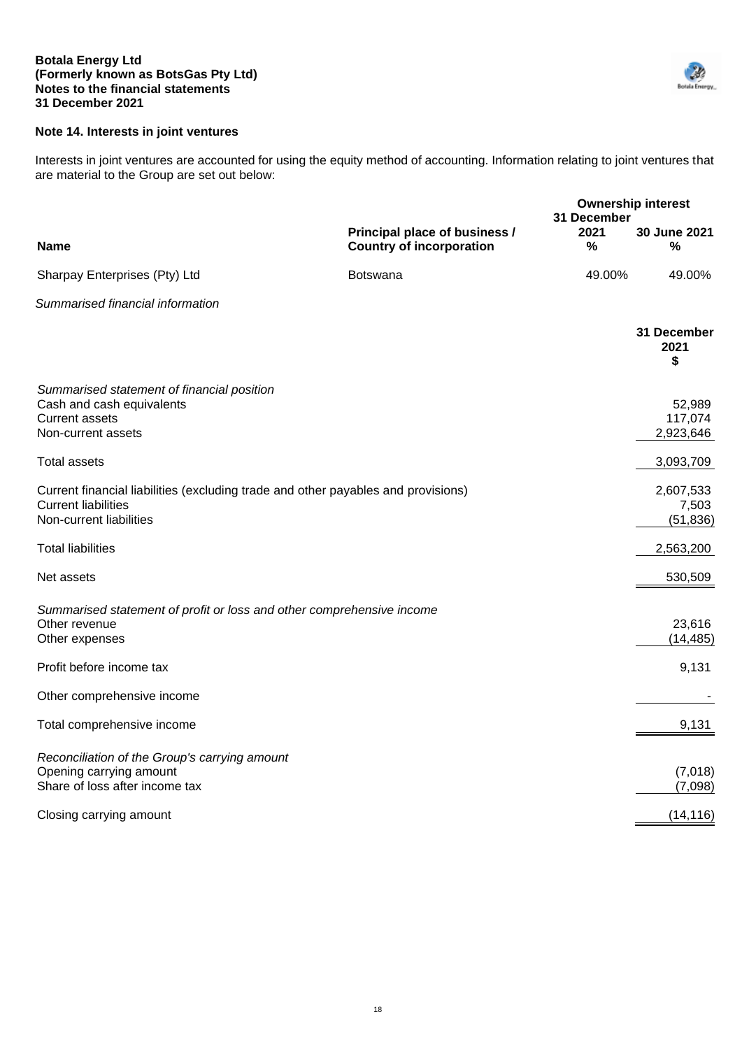## Note 14. Interests in joint ventures

Interests in joint ventures are accounted for using the equity method of accounting. Information relating to joint ventures that are material to the Group are set out below:

| Name | Principal place of business / Country of incorporation | Ownership interest 31 December 2021 % | 30 June 2021 % |
|---|---|---|---|
| Sharpay Enterprises (Pty) Ltd | Botswana | 49.00% | 49.00% |

*Summarised financial information*

| | 31 December 2021 $ |
|---|---|
| *Summarised statement of financial position* | |
| Cash and cash equivalents | 52,989 |
| Current assets | 117,074 |
| Non-current assets | 2,923,646 |
| Total assets | 3,093,709 |
| Current financial liabilities (excluding trade and other payables and provisions) | 2,607,533 |
| Current liabilities | 7,503 |
| Non-current liabilities | (51,836) |
| Total liabilities | 2,563,200 |
| Net assets | 530,509 |
| *Summarised statement of profit or loss and other comprehensive income* | |
| Other revenue | 23,616 |
| Other expenses | (14,485) |
| Profit before income tax | 9,131 |
| Other comprehensive income | - |
| Total comprehensive income | 9,131 |
| *Reconciliation of the Group's carrying amount* | |
| Opening carrying amount | (7,018) |
| Share of loss after income tax | (7,098) |
| Closing carrying amount | (14,116) |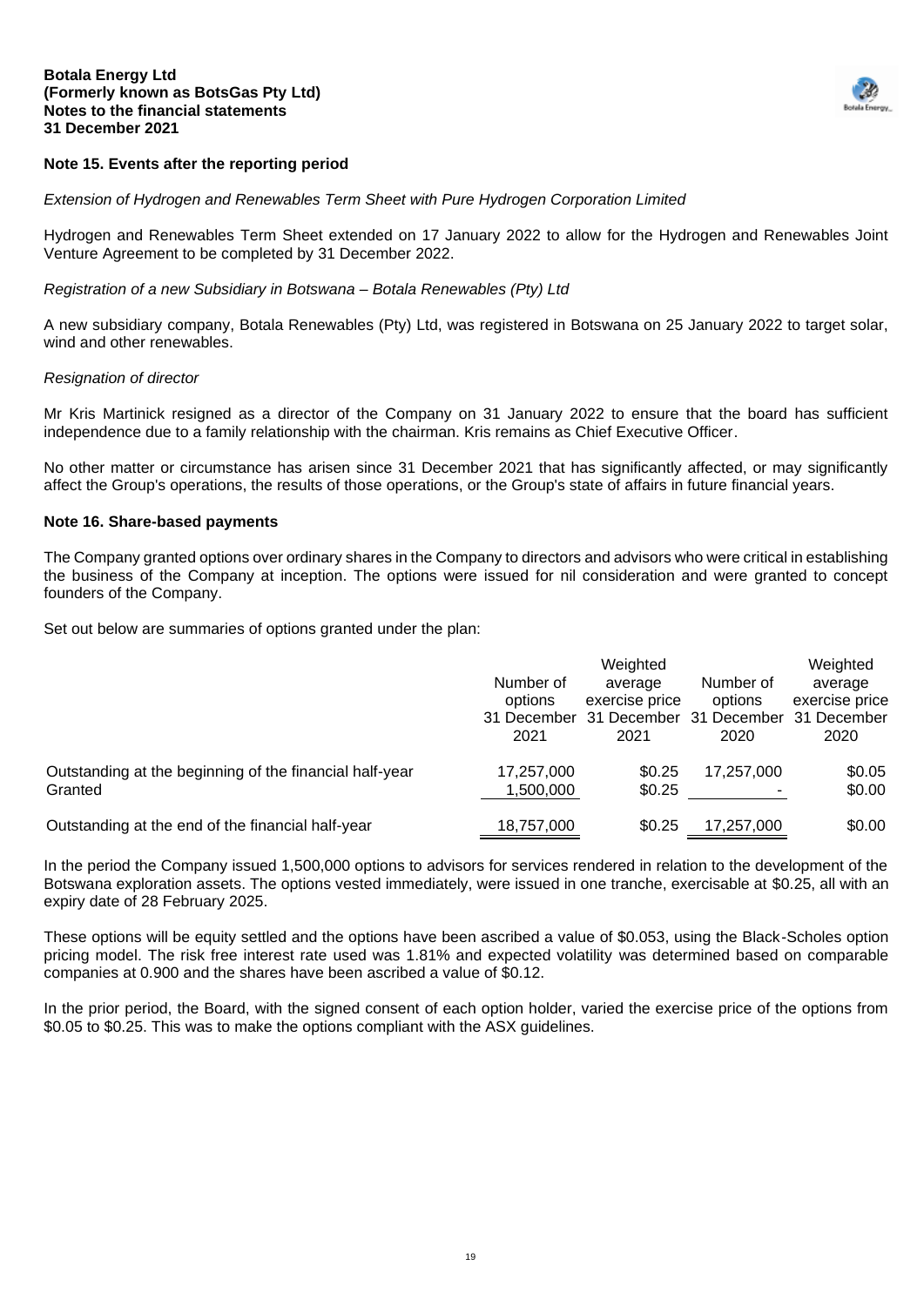## Note 15. Events after the reporting period

*Extension of Hydrogen and Renewables Term Sheet with Pure Hydrogen Corporation Limited*

Hydrogen and Renewables Term Sheet extended on 17 January 2022 to allow for the Hydrogen and Renewables Joint Venture Agreement to be completed by 31 December 2022.

*Registration of a new Subsidiary in Botswana – Botala Renewables (Pty) Ltd*

A new subsidiary company, Botala Renewables (Pty) Ltd, was registered in Botswana on 25 January 2022 to target solar, wind and other renewables.

*Resignation of director*

Mr Kris Martinick resigned as a director of the Company on 31 January 2022 to ensure that the board has sufficient independence due to a family relationship with the chairman. Kris remains as Chief Executive Officer.

No other matter or circumstance has arisen since 31 December 2021 that has significantly affected, or may significantly affect the Group's operations, the results of those operations, or the Group's state of affairs in future financial years.

## Note 16. Share-based payments

The Company granted options over ordinary shares in the Company to directors and advisors who were critical in establishing the business of the Company at inception. The options were issued for nil consideration and were granted to concept founders of the Company.

Set out below are summaries of options granted under the plan:

| | Number of options 31 December 2021 | Weighted average exercise price 31 December 2021 | Number of options 31 December 2020 | Weighted average exercise price 31 December 2020 |
|---|---|---|---|---|
| Outstanding at the beginning of the financial half-year | 17,257,000 | $0.25 | 17,257,000 | $0.05 |
| Granted | 1,500,000 | $0.25 | - | $0.00 |
| Outstanding at the end of the financial half-year | 18,757,000 | $0.25 | 17,257,000 | $0.00 |

In the period the Company issued 1,500,000 options to advisors for services rendered in relation to the development of the Botswana exploration assets. The options vested immediately, were issued in one tranche, exercisable at $0.25, all with an expiry date of 28 February 2025.

These options will be equity settled and the options have been ascribed a value of $0.053, using the Black-Scholes option pricing model. The risk free interest rate used was 1.81% and expected volatility was determined based on comparable companies at 0.900 and the shares have been ascribed a value of $0.12.

In the prior period, the Board, with the signed consent of each option holder, varied the exercise price of the options from $0.05 to $0.25. This was to make the options compliant with the ASX guidelines.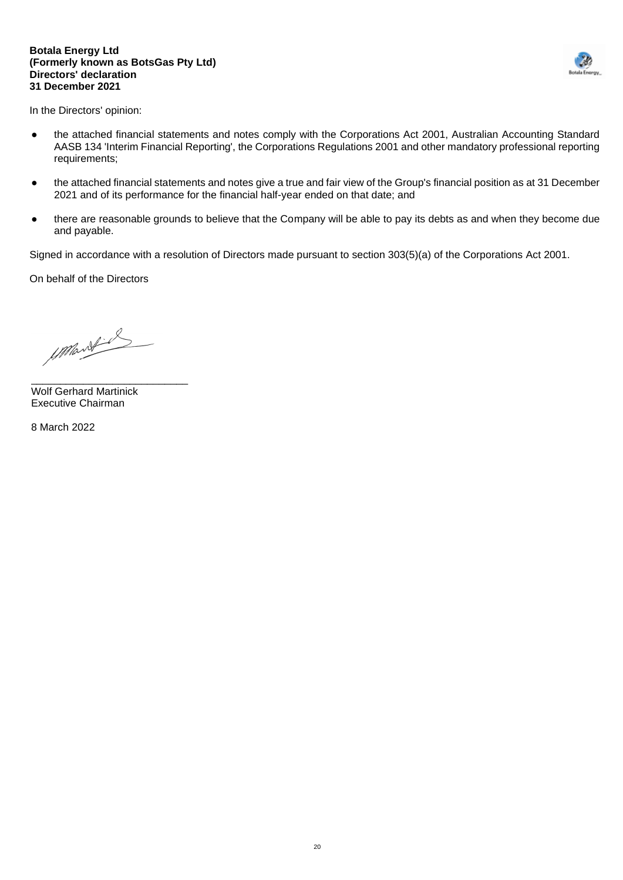**Botala Energy Ltd**
**(Formerly known as BotsGas Pty Ltd)**
**Directors' declaration**
**31 December 2021**

In the Directors' opinion:

- the attached financial statements and notes comply with the Corporations Act 2001, Australian Accounting Standard AASB 134 'Interim Financial Reporting', the Corporations Regulations 2001 and other mandatory professional reporting requirements;
- the attached financial statements and notes give a true and fair view of the Group's financial position as at 31 December 2021 and of its performance for the financial half-year ended on that date; and
- there are reasonable grounds to believe that the Company will be able to pay its debts as and when they become due and payable.

Signed in accordance with a resolution of Directors made pursuant to section 303(5)(a) of the Corporations Act 2001.

On behalf of the Directors

___________________________
Wolf Gerhard Martinick
Executive Chairman

8 March 2022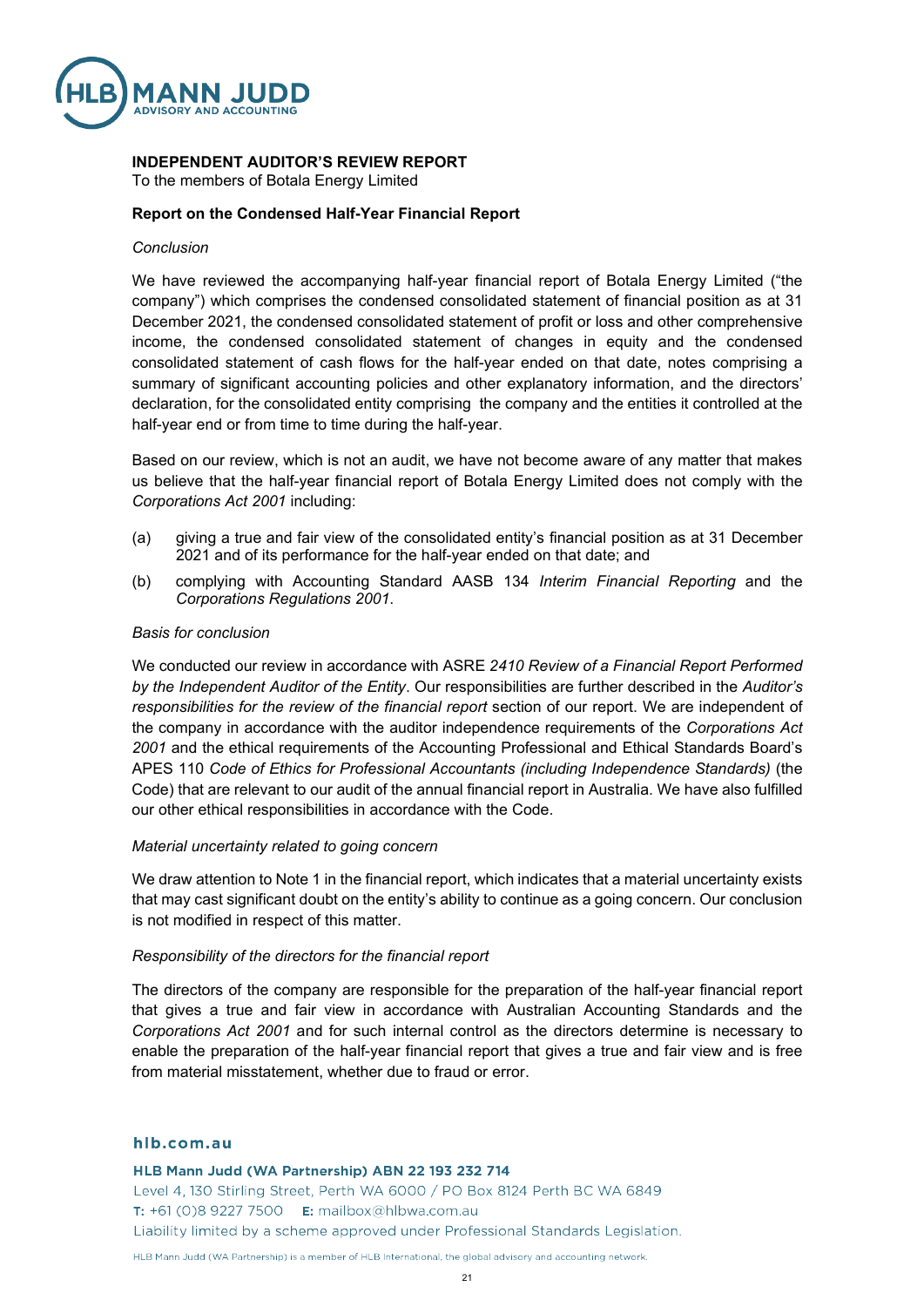**INDEPENDENT AUDITOR'S REVIEW REPORT**

To the members of Botala Energy Limited

**Report on the Condensed Half-Year Financial Report**

*Conclusion*

We have reviewed the accompanying half-year financial report of Botala Energy Limited ("the company") which comprises the condensed consolidated statement of financial position as at 31 December 2021, the condensed consolidated statement of profit or loss and other comprehensive income, the condensed consolidated statement of changes in equity and the condensed consolidated statement of cash flows for the half-year ended on that date, notes comprising a summary of significant accounting policies and other explanatory information, and the directors' declaration, for the consolidated entity comprising the company and the entities it controlled at the half-year end or from time to time during the half-year.

Based on our review, which is not an audit, we have not become aware of any matter that makes us believe that the half-year financial report of Botala Energy Limited does not comply with the *Corporations Act 2001* including:

(a) giving a true and fair view of the consolidated entity's financial position as at 31 December 2021 and of its performance for the half-year ended on that date; and

(b) complying with Accounting Standard AASB 134 *Interim Financial Reporting* and the *Corporations Regulations 2001*.

*Basis for conclusion*

We conducted our review in accordance with ASRE *2410 Review of a Financial Report Performed by the Independent Auditor of the Entity*. Our responsibilities are further described in the *Auditor's responsibilities for the review of the financial report* section of our report. We are independent of the company in accordance with the auditor independence requirements of the *Corporations Act 2001* and the ethical requirements of the Accounting Professional and Ethical Standards Board's APES 110 *Code of Ethics for Professional Accountants (including Independence Standards)* (the Code) that are relevant to our audit of the annual financial report in Australia. We have also fulfilled our other ethical responsibilities in accordance with the Code.

*Material uncertainty related to going concern*

We draw attention to Note 1 in the financial report, which indicates that a material uncertainty exists that may cast significant doubt on the entity's ability to continue as a going concern. Our conclusion is not modified in respect of this matter.

*Responsibility of the directors for the financial report*

The directors of the company are responsible for the preparation of the half-year financial report that gives a true and fair view in accordance with Australian Accounting Standards and the *Corporations Act 2001* and for such internal control as the directors determine is necessary to enable the preparation of the half-year financial report that gives a true and fair view and is free from material misstatement, whether due to fraud or error.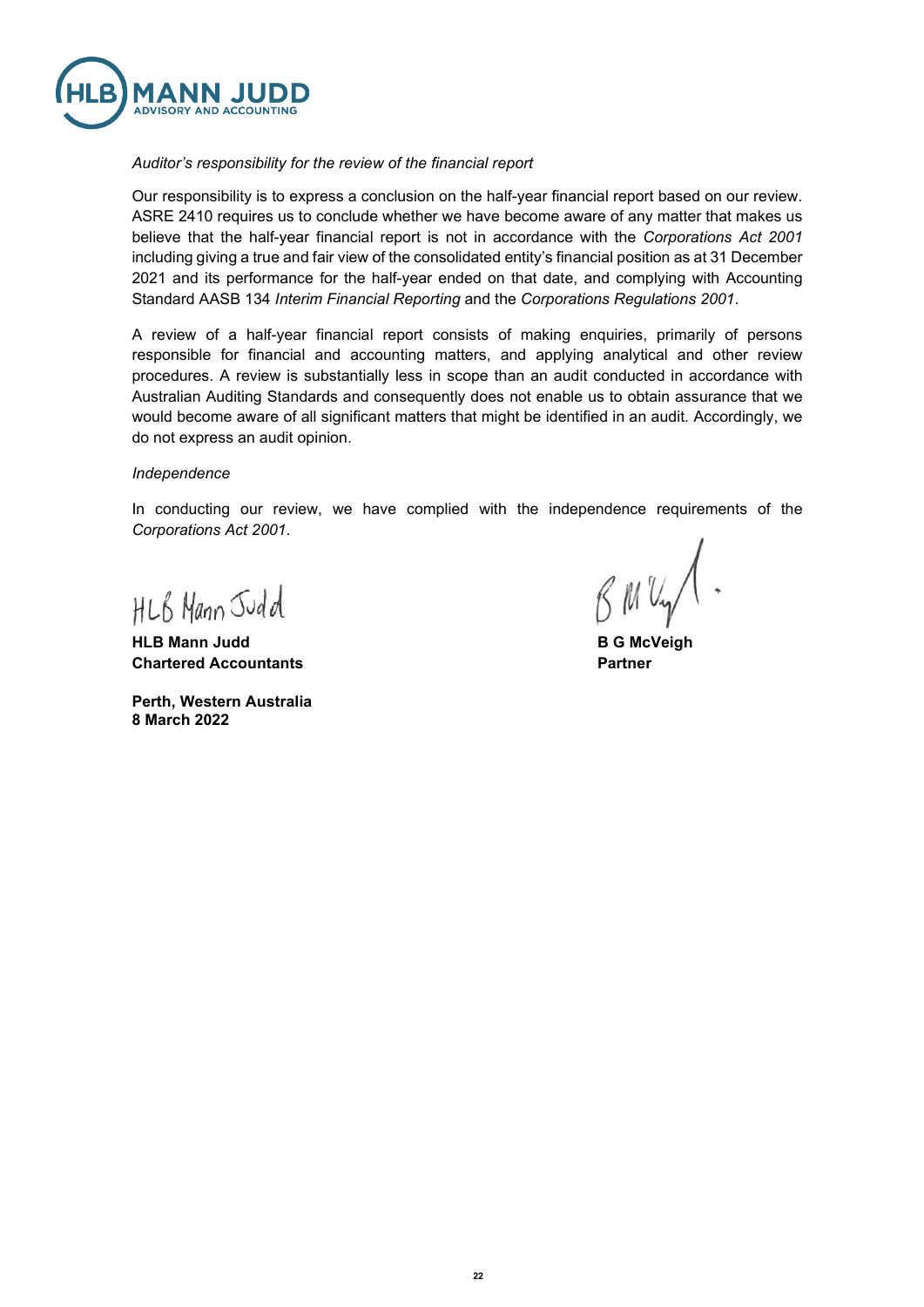*Auditor's responsibility for the review of the financial report*

Our responsibility is to express a conclusion on the half-year financial report based on our review. ASRE 2410 requires us to conclude whether we have become aware of any matter that makes us believe that the half-year financial report is not in accordance with the *Corporations Act 2001* including giving a true and fair view of the consolidated entity's financial position as at 31 December 2021 and its performance for the half-year ended on that date, and complying with Accounting Standard AASB 134 *Interim Financial Reporting* and the *Corporations Regulations 2001*.

A review of a half-year financial report consists of making enquiries, primarily of persons responsible for financial and accounting matters, and applying analytical and other review procedures. A review is substantially less in scope than an audit conducted in accordance with Australian Auditing Standards and consequently does not enable us to obtain assurance that we would become aware of all significant matters that might be identified in an audit. Accordingly, we do not express an audit opinion.

*Independence*

In conducting our review, we have complied with the independence requirements of the *Corporations Act 2001*.

**HLB Mann Judd**
**Chartered Accountants**

**B G McVeigh**
**Partner**

**Perth, Western Australia**
**8 March 2022**